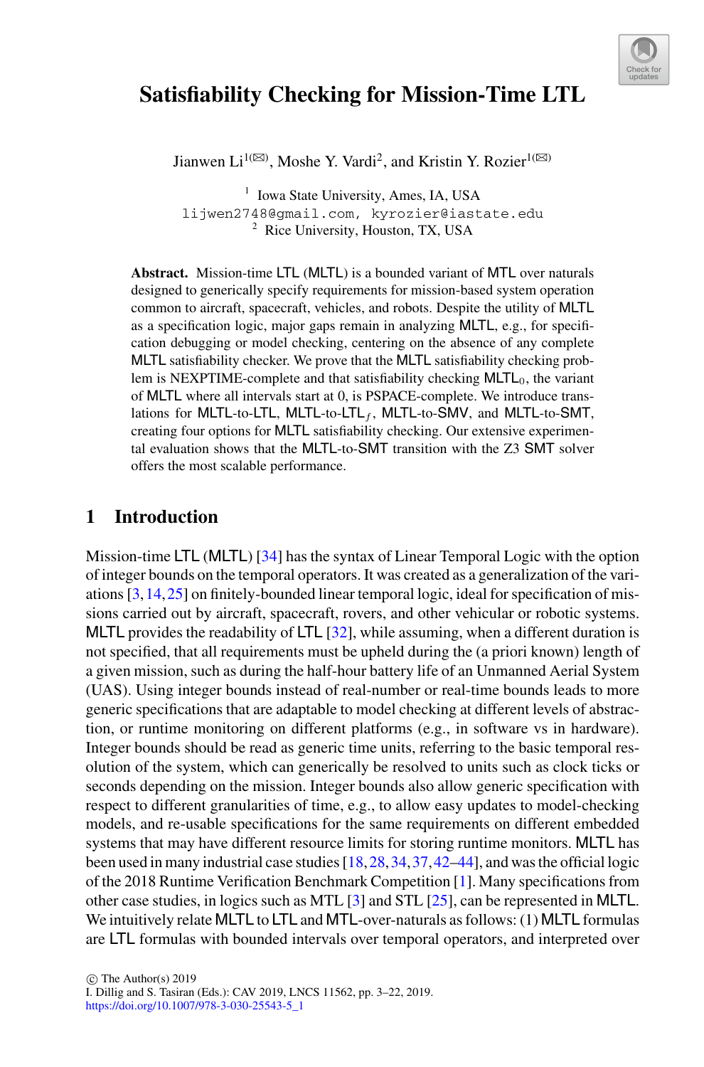# Satisfiability Checking for Mission-Time LTL

Jianwen Li[1](✉), Moshe Y. Vardi[2], and Kristin Y. Rozier[1](✉)

[1] Iowa State University, Ames, IA, USA
lijwen2748@gmail.com, kyrozier@iastate.edu
[2] Rice University, Houston, TX, USA

**Abstract.** Mission-time LTL (MLTL) is a bounded variant of MTL over naturals designed to generically specify requirements for mission-based system operation common to aircraft, spacecraft, vehicles, and robots. Despite the utility of MLTL as a specification logic, major gaps remain in analyzing MLTL, e.g., for specification debugging or model checking, centering on the absence of any complete MLTL satisfiability checker. We prove that the MLTL satisfiability checking problem is NEXPTIME-complete and that satisfiability checking $\text{MLTL}_0$, the variant of MLTL where all intervals start at 0, is PSPACE-complete. We introduce translations for MLTL-to-LTL, MLTL-to-$\text{LTL}_f$, MLTL-to-SMV, and MLTL-to-SMT, creating four options for MLTL satisfiability checking. Our extensive experimental evaluation shows that the MLTL-to-SMT transition with the Z3 SMT solver offers the most scalable performance.

## 1 Introduction

Mission-time LTL (MLTL) [34] has the syntax of Linear Temporal Logic with the option of integer bounds on the temporal operators. It was created as a generalization of the variations [3,14,25] on finitely-bounded linear temporal logic, ideal for specification of missions carried out by aircraft, spacecraft, rovers, and other vehicular or robotic systems. MLTL provides the readability of LTL [32], while assuming, when a different duration is not specified, that all requirements must be upheld during the (a priori known) length of a given mission, such as during the half-hour battery life of an Unmanned Aerial System (UAS). Using integer bounds instead of real-number or real-time bounds leads to more generic specifications that are adaptable to model checking at different levels of abstraction, or runtime monitoring on different platforms (e.g., in software vs in hardware). Integer bounds should be read as generic time units, referring to the basic temporal resolution of the system, which can generically be resolved to units such as clock ticks or seconds depending on the mission. Integer bounds also allow generic specification with respect to different granularities of time, e.g., to allow easy updates to model-checking models, and re-usable specifications for the same requirements on different embedded systems that may have different resource limits for storing runtime monitors. MLTL has been used in many industrial case studies [18,28,34,37,42–44], and was the official logic of the 2018 Runtime Verification Benchmark Competition [1]. Many specifications from other case studies, in logics such as MTL [3] and STL [25], can be represented in MLTL. We intuitively relate MLTL to LTL and MTL-over-naturals as follows: (1) MLTL formulas are LTL formulas with bounded intervals over temporal operators, and interpreted over

© The Author(s) 2019
I. Dillig and S. Tasiran (Eds.): CAV 2019, LNCS 11562, pp. 3–22, 2019.
https://doi.org/10.1007/978-3-030-25543-5_1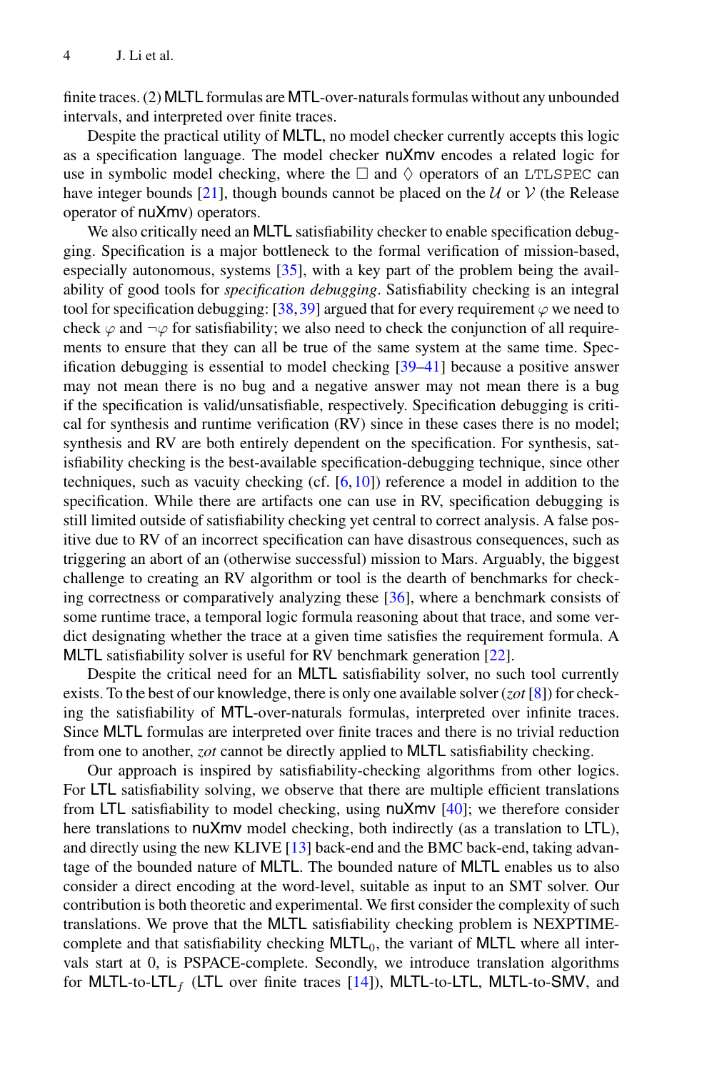finite traces. (2) MLTL formulas are MTL-over-naturals formulas without any unbounded intervals, and interpreted over finite traces.

Despite the practical utility of MLTL, no model checker currently accepts this logic as a specification language. The model checker nuXmv encodes a related logic for use in symbolic model checking, where the $\Box$ and $\Diamond$ operators of an LTLSPEC can have integer bounds [21], though bounds cannot be placed on the $\mathcal{U}$ or $\mathcal{V}$ (the Release operator of nuXmv) operators.

We also critically need an MLTL satisfiability checker to enable specification debugging. Specification is a major bottleneck to the formal verification of mission-based, especially autonomous, systems [35], with a key part of the problem being the availability of good tools for *specification debugging*. Satisfiability checking is an integral tool for specification debugging: [38,39] argued that for every requirement $\varphi$ we need to check $\varphi$ and $\neg\varphi$ for satisfiability; we also need to check the conjunction of all requirements to ensure that they can all be true of the same system at the same time. Specification debugging is essential to model checking [39–41] because a positive answer may not mean there is no bug and a negative answer may not mean there is a bug if the specification is valid/unsatisfiable, respectively. Specification debugging is critical for synthesis and runtime verification (RV) since in these cases there is no model; synthesis and RV are both entirely dependent on the specification. For synthesis, satisfiability checking is the best-available specification-debugging technique, since other techniques, such as vacuity checking (cf. [6,10]) reference a model in addition to the specification. While there are artifacts one can use in RV, specification debugging is still limited outside of satisfiability checking yet central to correct analysis. A false positive due to RV of an incorrect specification can have disastrous consequences, such as triggering an abort of an (otherwise successful) mission to Mars. Arguably, the biggest challenge to creating an RV algorithm or tool is the dearth of benchmarks for checking correctness or comparatively analyzing these [36], where a benchmark consists of some runtime trace, a temporal logic formula reasoning about that trace, and some verdict designating whether the trace at a given time satisfies the requirement formula. A MLTL satisfiability solver is useful for RV benchmark generation [22].

Despite the critical need for an MLTL satisfiability solver, no such tool currently exists. To the best of our knowledge, there is only one available solver (*zot* [8]) for checking the satisfiability of MTL-over-naturals formulas, interpreted over infinite traces. Since MLTL formulas are interpreted over finite traces and there is no trivial reduction from one to another, *zot* cannot be directly applied to MLTL satisfiability checking.

Our approach is inspired by satisfiability-checking algorithms from other logics. For LTL satisfiability solving, we observe that there are multiple efficient translations from LTL satisfiability to model checking, using nuXmv [40]; we therefore consider here translations to nuXmv model checking, both indirectly (as a translation to LTL), and directly using the new KLIVE [13] back-end and the BMC back-end, taking advantage of the bounded nature of MLTL. The bounded nature of MLTL enables us to also consider a direct encoding at the word-level, suitable as input to an SMT solver. Our contribution is both theoretic and experimental. We first consider the complexity of such translations. We prove that the MLTL satisfiability checking problem is NEXPTIME-complete and that satisfiability checking $\mathsf{MLTL}_0$, the variant of MLTL where all intervals start at 0, is PSPACE-complete. Secondly, we introduce translation algorithms for MLTL-to-$\mathsf{LTL}_f$ (LTL over finite traces [14]), MLTL-to-LTL, MLTL-to-SMV, and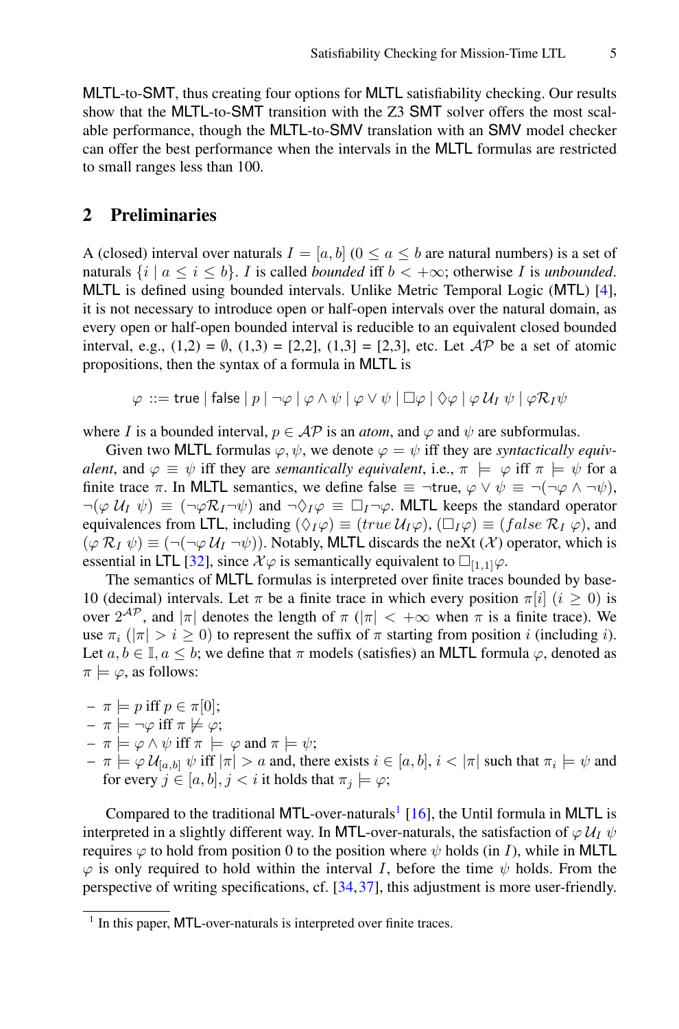MLTL-to-SMT, thus creating four options for MLTL satisfiability checking. Our results show that the MLTL-to-SMT transition with the Z3 SMT solver offers the most scalable performance, though the MLTL-to-SMV translation with an SMV model checker can offer the best performance when the intervals in the MLTL formulas are restricted to small ranges less than 100.

## 2 Preliminaries

A (closed) interval over naturals $I = [a, b]$ ($0 \leq a \leq b$ are natural numbers) is a set of naturals $\{i \mid a \leq i \leq b\}$. $I$ is called *bounded* iff $b < +\infty$; otherwise $I$ is *unbounded*. MLTL is defined using bounded intervals. Unlike Metric Temporal Logic (MTL) [4], it is not necessary to introduce open or half-open intervals over the natural domain, as every open or half-open bounded interval is reducible to an equivalent closed bounded interval, e.g., (1,2) = $\emptyset$, (1,3) = [2,2], (1,3] = [2,3], etc. Let $\mathcal{AP}$ be a set of atomic propositions, then the syntax of a formula in MLTL is

$$\varphi ::= \mathsf{true} \mid \mathsf{false} \mid p \mid \neg\varphi \mid \varphi \wedge \psi \mid \varphi \vee \psi \mid \Box\varphi \mid \Diamond\varphi \mid \varphi\, \mathcal{U}_I\, \psi \mid \varphi \mathcal{R}_I \psi$$

where $I$ is a bounded interval, $p \in \mathcal{AP}$ is an *atom*, and $\varphi$ and $\psi$ are subformulas.

Given two MLTL formulas $\varphi, \psi$, we denote $\varphi = \psi$ iff they are *syntactically equivalent*, and $\varphi \equiv \psi$ iff they are *semantically equivalent*, i.e., $\pi \models \varphi$ iff $\pi \models \psi$ for a finite trace $\pi$. In MLTL semantics, we define $\mathsf{false} \equiv \neg\mathsf{true}$, $\varphi \vee \psi \equiv \neg(\neg\varphi \wedge \neg\psi)$, $\neg(\varphi\, \mathcal{U}_I\, \psi) \equiv (\neg\varphi \mathcal{R}_I \neg\psi)$ and $\neg\Diamond_I\varphi \equiv \Box_I\neg\varphi$. MLTL keeps the standard operator equivalences from LTL, including $(\Diamond_I\varphi) \equiv (true\, \mathcal{U}_I \varphi)$, $(\Box_I\varphi) \equiv (false\; \mathcal{R}_I\; \varphi)$, and $(\varphi\; \mathcal{R}_I\; \psi) \equiv (\neg(\neg\varphi\, \mathcal{U}_I\, \neg\psi))$. Notably, MLTL discards the neXt ($\mathcal{X}$) operator, which is essential in LTL [32], since $\mathcal{X}\varphi$ is semantically equivalent to $\Box_{[1,1]}\varphi$.

The semantics of MLTL formulas is interpreted over finite traces bounded by base-10 (decimal) intervals. Let $\pi$ be a finite trace in which every position $\pi[i]$ ($i \geq 0$) is over $2^{\mathcal{AP}}$, and $|\pi|$ denotes the length of $\pi$ ($|\pi| < +\infty$ when $\pi$ is a finite trace). We use $\pi_i$ ($|\pi| > i \geq 0$) to represent the suffix of $\pi$ starting from position $i$ (including $i$). Let $a, b \in \mathbb{I}, a \leq b$; we define that $\pi$ models (satisfies) an MLTL formula $\varphi$, denoted as $\pi \models \varphi$, as follows:

- $\pi \models p$ iff $p \in \pi[0]$;
- $\pi \models \neg\varphi$ iff $\pi \not\models \varphi$;
- $\pi \models \varphi \wedge \psi$ iff $\pi \models \varphi$ and $\pi \models \psi$;
- $\pi \models \varphi\, \mathcal{U}_{[a,b]}\, \psi$ iff $|\pi| > a$ and, there exists $i \in [a, b]$, $i < |\pi|$ such that $\pi_i \models \psi$ and for every $j \in [a, b], j < i$ it holds that $\pi_j \models \varphi$;

Compared to the traditional MTL-over-naturals[1] [16], the Until formula in MLTL is interpreted in a slightly different way. In MTL-over-naturals, the satisfaction of $\varphi\, \mathcal{U}_I\, \psi$ requires $\varphi$ to hold from position 0 to the position where $\psi$ holds (in $I$), while in MLTL $\varphi$ is only required to hold within the interval $I$, before the time $\psi$ holds. From the perspective of writing specifications, cf. [34, 37], this adjustment is more user-friendly.

[1] In this paper, MTL-over-naturals is interpreted over finite traces.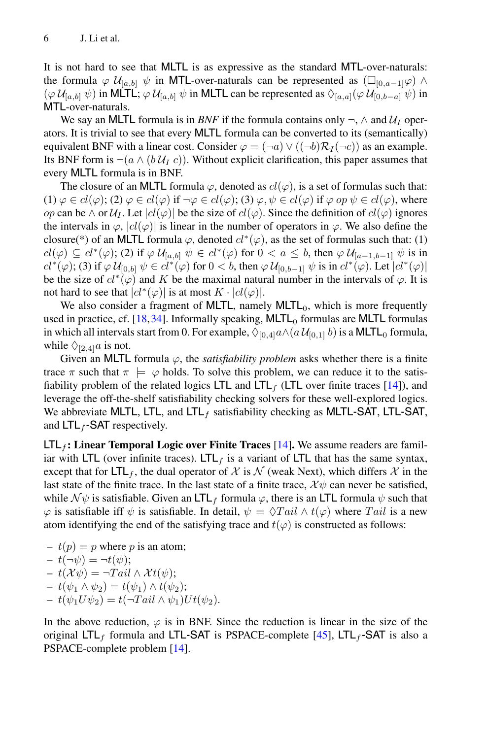It is not hard to see that MLTL is as expressive as the standard MTL-over-naturals: the formula $\varphi\ \mathcal{U}_{[a,b]}\ \psi$ in MTL-over-naturals can be represented as $(\Box_{[0,a-1]}\varphi) \wedge (\varphi\, \mathcal{U}_{[a,b]}\ \psi)$ in MLTL; $\varphi\, \mathcal{U}_{[a,b]}\ \psi$ in MLTL can be represented as $\Diamond_{[a,a]}(\varphi\, \mathcal{U}_{[0,b-a]}\ \psi)$ in MTL-over-naturals.

We say an MLTL formula is in *BNF* if the formula contains only $\neg$, $\wedge$ and $\mathcal{U}_I$ operators. It is trivial to see that every MLTL formula can be converted to its (semantically) equivalent BNF with a linear cost. Consider $\varphi = (\neg a) \vee ((\neg b)\mathcal{R}_I(\neg c))$ as an example. Its BNF form is $\neg(a \wedge (b\, \mathcal{U}_I\ c))$. Without explicit clarification, this paper assumes that every MLTL formula is in BNF.

The closure of an MLTL formula $\varphi$, denoted as $cl(\varphi)$, is a set of formulas such that: (1) $\varphi \in cl(\varphi)$; (2) $\varphi \in cl(\varphi)$ if $\neg\varphi \in cl(\varphi)$; (3) $\varphi, \psi \in cl(\varphi)$ if $\varphi\ op\ \psi \in cl(\varphi)$, where $op$ can be $\wedge$ or $\mathcal{U}_I$. Let $|cl(\varphi)|$ be the size of $cl(\varphi)$. Since the definition of $cl(\varphi)$ ignores the intervals in $\varphi$, $|cl(\varphi)|$ is linear in the number of operators in $\varphi$. We also define the closure(\*) of an MLTL formula $\varphi$, denoted $cl^*(\varphi)$, as the set of formulas such that: (1) $cl(\varphi) \subseteq cl^*(\varphi)$; (2) if $\varphi\, \mathcal{U}_{[a,b]}\ \psi \in cl^*(\varphi)$ for $0 < a \leq b$, then $\varphi\, \mathcal{U}_{[a-1,b-1]}\ \psi$ is in $cl^*(\varphi)$; (3) if $\varphi\, \mathcal{U}_{[0,b]}\ \psi \in cl^*(\varphi)$ for $0 < b$, then $\varphi\, \mathcal{U}_{[0,b-1]}\ \psi$ is in $cl^*(\varphi)$. Let $|cl^*(\varphi)|$ be the size of $cl^*(\varphi)$ and $K$ be the maximal natural number in the intervals of $\varphi$. It is not hard to see that $|cl^*(\varphi)|$ is at most $K \cdot |cl(\varphi)|$.

We also consider a fragment of MLTL, namely $\text{MLTL}_0$, which is more frequently used in practice, cf. [18,34]. Informally speaking, $\text{MLTL}_0$ formulas are MLTL formulas in which all intervals start from 0. For example, $\Diamond_{[0,4]}a \wedge (a\, \mathcal{U}_{[0,1]}\ b)$ is a $\text{MLTL}_0$ formula, while $\Diamond_{[2,4]}a$ is not.

Given an MLTL formula $\varphi$, the *satisfiability problem* asks whether there is a finite trace $\pi$ such that $\pi \models \varphi$ holds. To solve this problem, we can reduce it to the satisfiability problem of the related logics LTL and $\text{LTL}_f$ (LTL over finite traces [14]), and leverage the off-the-shelf satisfiability checking solvers for these well-explored logics. We abbreviate MLTL, LTL, and $\text{LTL}_f$ satisfiability checking as MLTL-SAT, LTL-SAT, and $\text{LTL}_f$-SAT respectively.

**$\text{LTL}_f$: Linear Temporal Logic over Finite Traces** [14]**.** We assume readers are familiar with LTL (over infinite traces). $\text{LTL}_f$ is a variant of LTL that has the same syntax, except that for $\text{LTL}_f$, the dual operator of $\mathcal{X}$ is $\mathcal{N}$ (weak Next), which differs $\mathcal{X}$ in the last state of the finite trace. In the last state of a finite trace, $\mathcal{X}\psi$ can never be satisfied, while $\mathcal{N}\psi$ is satisfiable. Given an $\text{LTL}_f$ formula $\varphi$, there is an LTL formula $\psi$ such that $\varphi$ is satisfiable iff $\psi$ is satisfiable. In detail, $\psi = \Diamond Tail \wedge t(\varphi)$ where $Tail$ is a new atom identifying the end of the satisfying trace and $t(\varphi)$ is constructed as follows:

- $t(p) = p$ where $p$ is an atom;
- $t(\neg\psi) = \neg t(\psi)$;
- $t(\mathcal{X}\psi) = \neg Tail \wedge \mathcal{X}t(\psi)$;
- $t(\psi_1 \wedge \psi_2) = t(\psi_1) \wedge t(\psi_2)$;
- $t(\psi_1 U \psi_2) = t(\neg Tail \wedge \psi_1) U t(\psi_2)$.

In the above reduction, $\varphi$ is in BNF. Since the reduction is linear in the size of the original $\text{LTL}_f$ formula and LTL-SAT is PSPACE-complete [45], $\text{LTL}_f$-SAT is also a PSPACE-complete problem [14].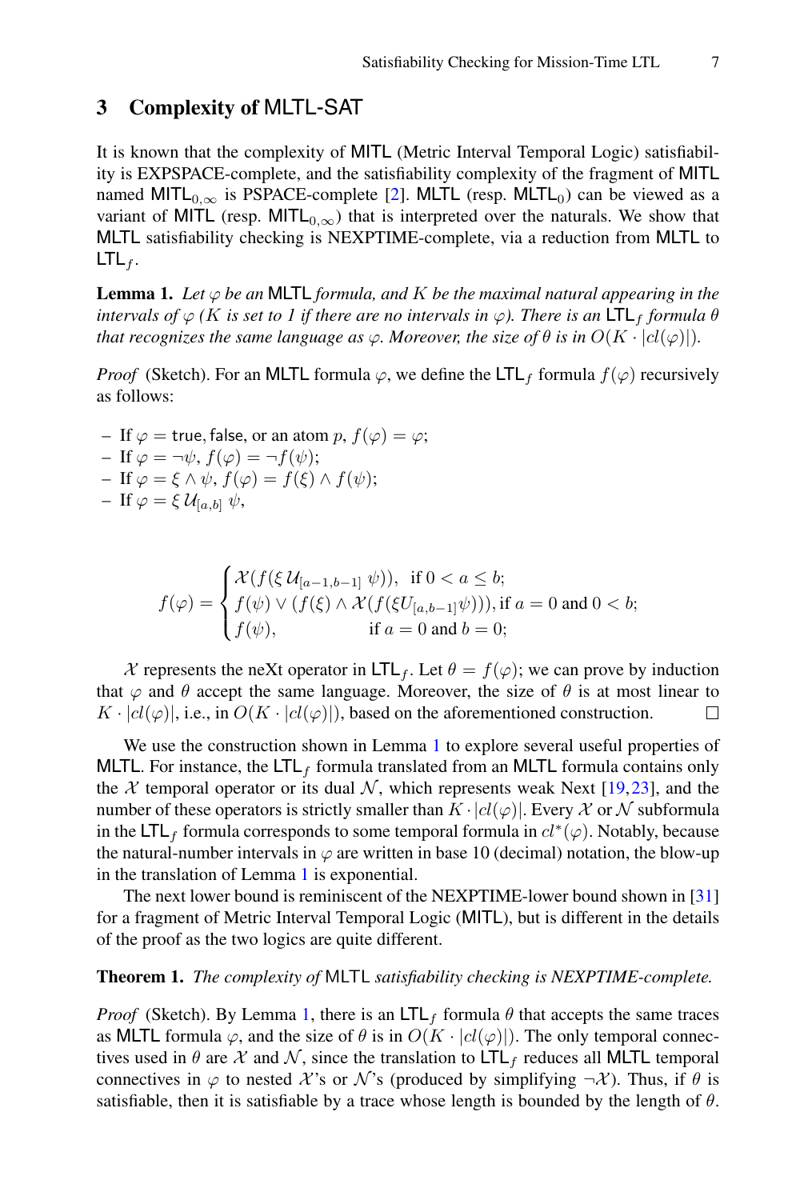## 3 Complexity of MLTL-SAT

It is known that the complexity of MITL (Metric Interval Temporal Logic) satisfiability is EXPSPACE-complete, and the satisfiability complexity of the fragment of MITL named $\mathsf{MITL}_{0,\infty}$ is PSPACE-complete [2]. MLTL (resp. $\mathsf{MLTL}_0$) can be viewed as a variant of MITL (resp. $\mathsf{MITL}_{0,\infty}$) that is interpreted over the naturals. We show that MLTL satisfiability checking is NEXPTIME-complete, via a reduction from MLTL to $\mathsf{LTL}_f$.

**Lemma 1.** *Let $\varphi$ be an* MLTL *formula, and $K$ be the maximal natural appearing in the intervals of $\varphi$ ($K$ is set to 1 if there are no intervals in $\varphi$). There is an $\mathsf{LTL}_f$ formula $\theta$ that recognizes the same language as $\varphi$. Moreover, the size of $\theta$ is in $O(K \cdot |cl(\varphi)|)$.*

*Proof* (Sketch). For an MLTL formula $\varphi$, we define the $\mathsf{LTL}_f$ formula $f(\varphi)$ recursively as follows:

- If $\varphi = \mathsf{true}, \mathsf{false}$, or an atom $p$, $f(\varphi) = \varphi$;
- If $\varphi = \neg\psi$, $f(\varphi) = \neg f(\psi)$;
- If $\varphi = \xi \wedge \psi$, $f(\varphi) = f(\xi) \wedge f(\psi)$;
- If $\varphi = \xi \,\mathcal{U}_{[a,b]}\, \psi$,

$$f(\varphi) = \begin{cases} \mathcal{X}(f(\xi \,\mathcal{U}_{[a-1,b-1]}\, \psi)), & \text{if } 0 < a \leq b; \\ f(\psi) \vee (f(\xi) \wedge \mathcal{X}(f(\xi U_{[a,b-1]}\psi))), & \text{if } a = 0 \text{ and } 0 < b; \\ f(\psi), & \text{if } a = 0 \text{ and } b = 0; \end{cases}$$

$\mathcal{X}$ represents the neXt operator in $\mathsf{LTL}_f$. Let $\theta = f(\varphi)$; we can prove by induction that $\varphi$ and $\theta$ accept the same language. Moreover, the size of $\theta$ is at most linear to $K \cdot |cl(\varphi)|$, i.e., in $O(K \cdot |cl(\varphi)|)$, based on the aforementioned construction. □

We use the construction shown in Lemma 1 to explore several useful properties of MLTL. For instance, the $\mathsf{LTL}_f$ formula translated from an MLTL formula contains only the $\mathcal{X}$ temporal operator or its dual $\mathcal{N}$, which represents weak Next [19,23], and the number of these operators is strictly smaller than $K \cdot |cl(\varphi)|$. Every $\mathcal{X}$ or $\mathcal{N}$ subformula in the $\mathsf{LTL}_f$ formula corresponds to some temporal formula in $cl^*(\varphi)$. Notably, because the natural-number intervals in $\varphi$ are written in base 10 (decimal) notation, the blow-up in the translation of Lemma 1 is exponential.

The next lower bound is reminiscent of the NEXPTIME-lower bound shown in [31] for a fragment of Metric Interval Temporal Logic (MITL), but is different in the details of the proof as the two logics are quite different.

**Theorem 1.** *The complexity of* MLTL *satisfiability checking is NEXPTIME-complete.*

*Proof* (Sketch). By Lemma 1, there is an $\mathsf{LTL}_f$ formula $\theta$ that accepts the same traces as MLTL formula $\varphi$, and the size of $\theta$ is in $O(K \cdot |cl(\varphi)|)$. The only temporal connectives used in $\theta$ are $\mathcal{X}$ and $\mathcal{N}$, since the translation to $\mathsf{LTL}_f$ reduces all MLTL temporal connectives in $\varphi$ to nested $\mathcal{X}$'s or $\mathcal{N}$'s (produced by simplifying $\neg\mathcal{X}$). Thus, if $\theta$ is satisfiable, then it is satisfiable by a trace whose length is bounded by the length of $\theta$.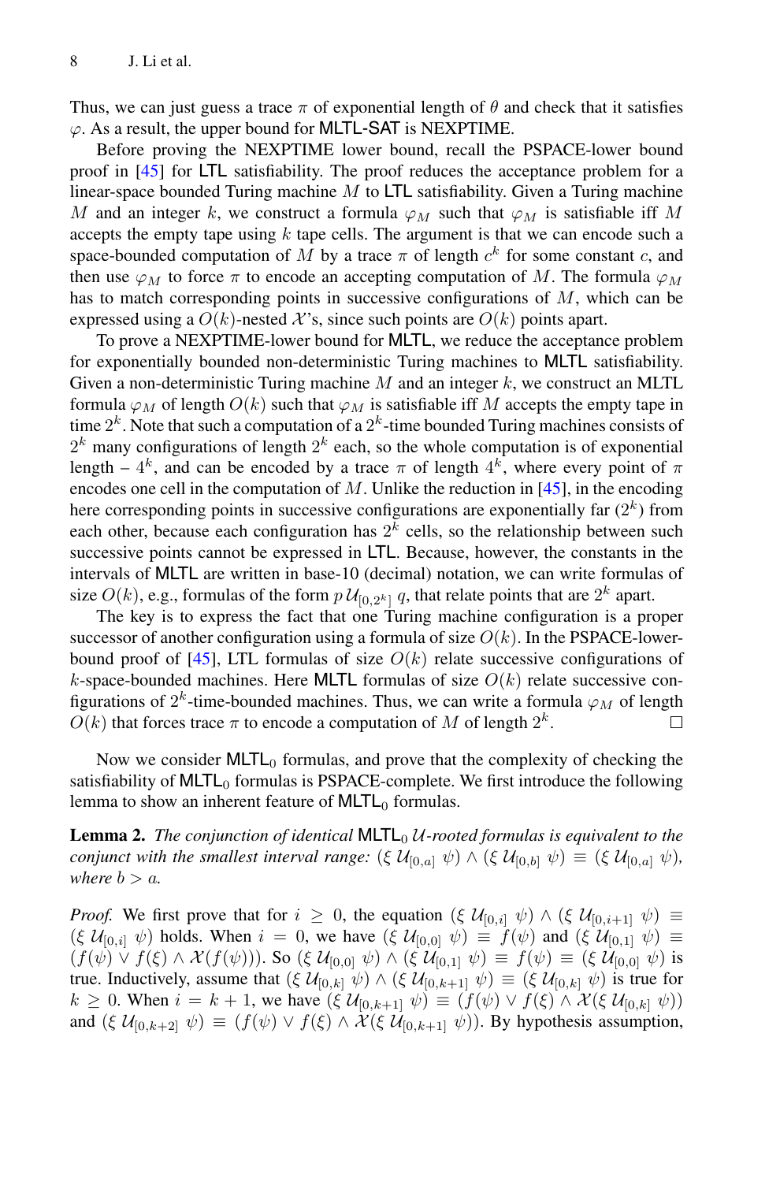Thus, we can just guess a trace $\pi$ of exponential length of $\theta$ and check that it satisfies $\varphi$. As a result, the upper bound for MLTL-SAT is NEXPTIME.

Before proving the NEXPTIME lower bound, recall the PSPACE-lower bound proof in [45] for LTL satisfiability. The proof reduces the acceptance problem for a linear-space bounded Turing machine $M$ to LTL satisfiability. Given a Turing machine $M$ and an integer $k$, we construct a formula $\varphi_M$ such that $\varphi_M$ is satisfiable iff $M$ accepts the empty tape using $k$ tape cells. The argument is that we can encode such a space-bounded computation of $M$ by a trace $\pi$ of length $c^k$ for some constant $c$, and then use $\varphi_M$ to force $\pi$ to encode an accepting computation of $M$. The formula $\varphi_M$ has to match corresponding points in successive configurations of $M$, which can be expressed using a $O(k)$-nested $\mathcal{X}$'s, since such points are $O(k)$ points apart.

To prove a NEXPTIME-lower bound for MLTL, we reduce the acceptance problem for exponentially bounded non-deterministic Turing machines to MLTL satisfiability. Given a non-deterministic Turing machine $M$ and an integer $k$, we construct an MLTL formula $\varphi_M$ of length $O(k)$ such that $\varphi_M$ is satisfiable iff $M$ accepts the empty tape in time $2^k$. Note that such a computation of a $2^k$-time bounded Turing machines consists of $2^k$ many configurations of length $2^k$ each, so the whole computation is of exponential length – $4^k$, and can be encoded by a trace $\pi$ of length $4^k$, where every point of $\pi$ encodes one cell in the computation of $M$. Unlike the reduction in [45], in the encoding here corresponding points in successive configurations are exponentially far ($2^k$) from each other, because each configuration has $2^k$ cells, so the relationship between such successive points cannot be expressed in LTL. Because, however, the constants in the intervals of MLTL are written in base-10 (decimal) notation, we can write formulas of size $O(k)$, e.g., formulas of the form $p\,\mathcal{U}_{[0,2^k]}\,q$, that relate points that are $2^k$ apart.

The key is to express the fact that one Turing machine configuration is a proper successor of another configuration using a formula of size $O(k)$. In the PSPACE-lower-bound proof of [45], LTL formulas of size $O(k)$ relate successive configurations of $k$-space-bounded machines. Here MLTL formulas of size $O(k)$ relate successive configurations of $2^k$-time-bounded machines. Thus, we can write a formula $\varphi_M$ of length $O(k)$ that forces trace $\pi$ to encode a computation of $M$ of length $2^k$. □

Now we consider $\text{MLTL}_0$ formulas, and prove that the complexity of checking the satisfiability of $\text{MLTL}_0$ formulas is PSPACE-complete. We first introduce the following lemma to show an inherent feature of $\text{MLTL}_0$ formulas.

**Lemma 2.** *The conjunction of identical* $\text{MLTL}_0$ $\mathcal{U}$*-rooted formulas is equivalent to the conjunct with the smallest interval range:* $(\xi\,\mathcal{U}_{[0,a]}\,\psi) \wedge (\xi\,\mathcal{U}_{[0,b]}\,\psi) \equiv (\xi\,\mathcal{U}_{[0,a]}\,\psi)$*, where* $b > a$*.*

*Proof.* We first prove that for $i \geq 0$, the equation $(\xi\,\mathcal{U}_{[0,i]}\,\psi) \wedge (\xi\,\mathcal{U}_{[0,i+1]}\,\psi) \equiv (\xi\,\mathcal{U}_{[0,i]}\,\psi)$ holds. When $i = 0$, we have $(\xi\,\mathcal{U}_{[0,0]}\,\psi) \equiv f(\psi)$ and $(\xi\,\mathcal{U}_{[0,1]}\,\psi) \equiv (f(\psi) \vee f(\xi) \wedge \mathcal{X}(f(\psi)))$. So $(\xi\,\mathcal{U}_{[0,0]}\,\psi) \wedge (\xi\,\mathcal{U}_{[0,1]}\,\psi) \equiv f(\psi) \equiv (\xi\,\mathcal{U}_{[0,0]}\,\psi)$ is true. Inductively, assume that $(\xi\,\mathcal{U}_{[0,k]}\,\psi) \wedge (\xi\,\mathcal{U}_{[0,k+1]}\,\psi) \equiv (\xi\,\mathcal{U}_{[0,k]}\,\psi)$ is true for $k \geq 0$. When $i = k+1$, we have $(\xi\,\mathcal{U}_{[0,k+1]}\,\psi) \equiv (f(\psi) \vee f(\xi) \wedge \mathcal{X}(\xi\,\mathcal{U}_{[0,k]}\,\psi))$ and $(\xi\,\mathcal{U}_{[0,k+2]}\,\psi) \equiv (f(\psi) \vee f(\xi) \wedge \mathcal{X}(\xi\,\mathcal{U}_{[0,k+1]}\,\psi))$. By hypothesis assumption,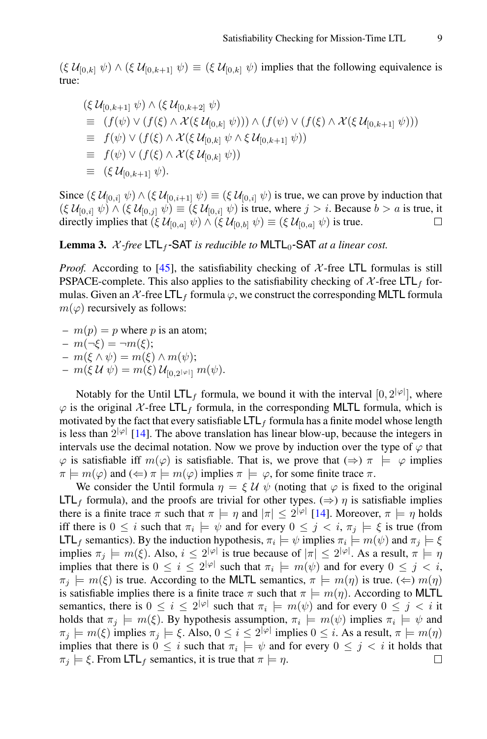$(\xi\,\mathcal{U}_{[0,k]}\;\psi) \wedge (\xi\,\mathcal{U}_{[0,k+1]}\;\psi) \equiv (\xi\,\mathcal{U}_{[0,k]}\;\psi)$ implies that the following equivalence is true:

$$
\begin{aligned}
& (\xi\,\mathcal{U}_{[0,k+1]}\;\psi) \wedge (\xi\,\mathcal{U}_{[0,k+2]}\;\psi) \\
\equiv\;& (f(\psi) \vee (f(\xi) \wedge \mathcal{X}(\xi\,\mathcal{U}_{[0,k]}\;\psi))) \wedge (f(\psi) \vee (f(\xi) \wedge \mathcal{X}(\xi\,\mathcal{U}_{[0,k+1]}\;\psi))) \\
\equiv\;& f(\psi) \vee (f(\xi) \wedge \mathcal{X}(\xi\,\mathcal{U}_{[0,k]}\;\psi \wedge \xi\,\mathcal{U}_{[0,k+1]}\;\psi)) \\
\equiv\;& f(\psi) \vee (f(\xi) \wedge \mathcal{X}(\xi\,\mathcal{U}_{[0,k]}\;\psi)) \\
\equiv\;& (\xi\,\mathcal{U}_{[0,k+1]}\;\psi).
\end{aligned}
$$

Since $(\xi\,\mathcal{U}_{[0,i]}\;\psi) \wedge (\xi\,\mathcal{U}_{[0,i+1]}\;\psi) \equiv (\xi\,\mathcal{U}_{[0,i]}\;\psi)$ is true, we can prove by induction that $(\xi\,\mathcal{U}_{[0,i]}\;\psi) \wedge (\xi\,\mathcal{U}_{[0,j]}\;\psi) \equiv (\xi\,\mathcal{U}_{[0,i]}\;\psi)$ is true, where $j > i$. Because $b > a$ is true, it directly implies that $(\xi\,\mathcal{U}_{[0,a]}\;\psi) \wedge (\xi\,\mathcal{U}_{[0,b]}\;\psi) \equiv (\xi\,\mathcal{U}_{[0,a]}\;\psi)$ is true. □

**Lemma 3.** *$\mathcal{X}$-free* $\mathsf{LTL}_f$*-SAT is reducible to* $\mathsf{MLTL}_0$*-SAT at a linear cost.*

*Proof.* According to [45], the satisfiability checking of $\mathcal{X}$-free LTL formulas is still PSPACE-complete. This also applies to the satisfiability checking of $\mathcal{X}$-free $\mathsf{LTL}_f$ formulas. Given an $\mathcal{X}$-free $\mathsf{LTL}_f$ formula $\varphi$, we construct the corresponding MLTL formula $m(\varphi)$ recursively as follows:

- $m(p) = p$ where $p$ is an atom;
- $m(\neg\xi) = \neg m(\xi)$;
- $m(\xi \wedge \psi) = m(\xi) \wedge m(\psi)$;
- $m(\xi\,\mathcal{U}\;\psi) = m(\xi)\,\mathcal{U}_{[0,2^{|\varphi|}]}\;m(\psi)$.

Notably for the Until $\mathsf{LTL}_f$ formula, we bound it with the interval $[0, 2^{|\varphi|}]$, where $\varphi$ is the original $\mathcal{X}$-free $\mathsf{LTL}_f$ formula, in the corresponding MLTL formula, which is motivated by the fact that every satisfiable $\mathsf{LTL}_f$ formula has a finite model whose length is less than $2^{|\varphi|}$ [14]. The above translation has linear blow-up, because the integers in intervals use the decimal notation. Now we prove by induction over the type of $\varphi$ that $\varphi$ is satisfiable iff $m(\varphi)$ is satisfiable. That is, we prove that ($\Rightarrow$) $\pi \models \varphi$ implies $\pi \models m(\varphi)$ and ($\Leftarrow$) $\pi \models m(\varphi)$ implies $\pi \models \varphi$, for some finite trace $\pi$.

We consider the Until formula $\eta = \xi\,\mathcal{U}\;\psi$ (noting that $\varphi$ is fixed to the original $\mathsf{LTL}_f$ formula), and the proofs are trivial for other types. ($\Rightarrow$) $\eta$ is satisfiable implies there is a finite trace $\pi$ such that $\pi \models \eta$ and $|\pi| \leq 2^{|\varphi|}$ [14]. Moreover, $\pi \models \eta$ holds iff there is $0 \leq i$ such that $\pi_i \models \psi$ and for every $0 \leq j < i$, $\pi_j \models \xi$ is true (from $\mathsf{LTL}_f$ semantics). By the induction hypothesis, $\pi_i \models \psi$ implies $\pi_i \models m(\psi)$ and $\pi_j \models \xi$ implies $\pi_j \models m(\xi)$. Also, $i \leq 2^{|\varphi|}$ is true because of $|\pi| \leq 2^{|\varphi|}$. As a result, $\pi \models \eta$ implies that there is $0 \leq i \leq 2^{|\varphi|}$ such that $\pi_i \models m(\psi)$ and for every $0 \leq j < i$, $\pi_j \models m(\xi)$ is true. According to the MLTL semantics, $\pi \models m(\eta)$ is true. ($\Leftarrow$) $m(\eta)$ is satisfiable implies there is a finite trace $\pi$ such that $\pi \models m(\eta)$. According to MLTL semantics, there is $0 \leq i \leq 2^{|\varphi|}$ such that $\pi_i \models m(\psi)$ and for every $0 \leq j < i$ it holds that $\pi_j \models m(\xi)$. By hypothesis assumption, $\pi_i \models m(\psi)$ implies $\pi_i \models \psi$ and $\pi_j \models m(\xi)$ implies $\pi_j \models \xi$. Also, $0 \leq i \leq 2^{|\varphi|}$ implies $0 \leq i$. As a result, $\pi \models m(\eta)$ implies that there is $0 \leq i$ such that $\pi_i \models \psi$ and for every $0 \leq j < i$ it holds that $\pi_j \models \xi$. From $\mathsf{LTL}_f$ semantics, it is true that $\pi \models \eta$. □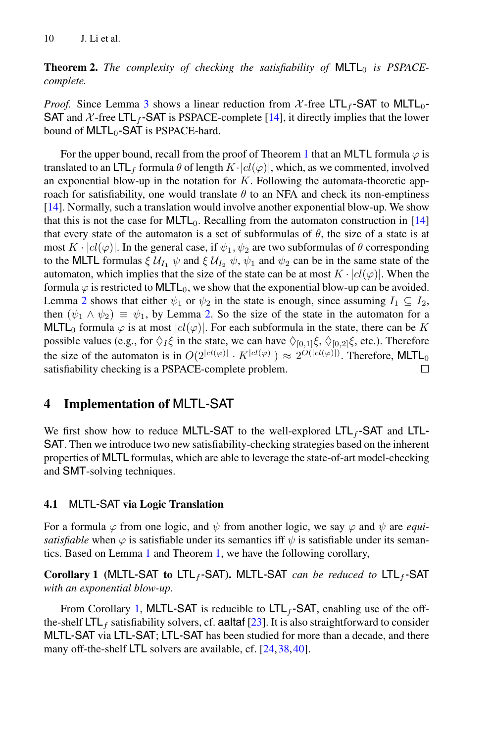**Theorem 2.** *The complexity of checking the satisfiability of* $\mathsf{MLTL}_0$ *is PSPACE-complete.*

*Proof.* Since Lemma 3 shows a linear reduction from $\mathcal{X}$-free $\mathsf{LTL}_f$-SAT to $\mathsf{MLTL}_0$-SAT and $\mathcal{X}$-free $\mathsf{LTL}_f$-SAT is PSPACE-complete [14], it directly implies that the lower bound of $\mathsf{MLTL}_0$-SAT is PSPACE-hard.

For the upper bound, recall from the proof of Theorem 1 that an MLTL formula $\varphi$ is translated to an $\mathsf{LTL}_f$ formula $\theta$ of length $K \cdot |cl(\varphi)|$, which, as we commented, involved an exponential blow-up in the notation for $K$. Following the automata-theoretic approach for satisfiability, one would translate $\theta$ to an NFA and check its non-emptiness [14]. Normally, such a translation would involve another exponential blow-up. We show that this is not the case for $\mathsf{MLTL}_0$. Recalling from the automaton construction in [14] that every state of the automaton is a set of subformulas of $\theta$, the size of a state is at most $K \cdot |cl(\varphi)|$. In the general case, if $\psi_1, \psi_2$ are two subformulas of $\theta$ corresponding to the MLTL formulas $\xi \,\mathcal{U}_{I_1}\, \psi$ and $\xi \,\mathcal{U}_{I_2}\, \psi$, $\psi_1$ and $\psi_2$ can be in the same state of the automaton, which implies that the size of the state can be at most $K \cdot |cl(\varphi)|$. When the formula $\varphi$ is restricted to $\mathsf{MLTL}_0$, we show that the exponential blow-up can be avoided. Lemma 2 shows that either $\psi_1$ or $\psi_2$ in the state is enough, since assuming $I_1 \subseteq I_2$, then $(\psi_1 \wedge \psi_2) \equiv \psi_1$, by Lemma 2. So the size of the state in the automaton for a $\mathsf{MLTL}_0$ formula $\varphi$ is at most $|cl(\varphi)|$. For each subformula in the state, there can be $K$ possible values (e.g., for $\Diamond_I \xi$ in the state, we can have $\Diamond_{[0,1]}\xi$, $\Diamond_{[0,2]}\xi$, etc.). Therefore the size of the automaton is in $O(2^{|cl(\varphi)|} \cdot K^{|cl(\varphi)|}) \approx 2^{O(|cl(\varphi)|)}$. Therefore, $\mathsf{MLTL}_0$ satisfiability checking is a PSPACE-complete problem. $\square$

## 4 Implementation of MLTL-SAT

We first show how to reduce MLTL-SAT to the well-explored $\mathsf{LTL}_f$-SAT and LTL-SAT. Then we introduce two new satisfiability-checking strategies based on the inherent properties of MLTL formulas, which are able to leverage the state-of-art model-checking and SMT-solving techniques.

### 4.1 MLTL-SAT via Logic Translation

For a formula $\varphi$ from one logic, and $\psi$ from another logic, we say $\varphi$ and $\psi$ are *equi-satisfiable* when $\varphi$ is satisfiable under its semantics iff $\psi$ is satisfiable under its semantics. Based on Lemma 1 and Theorem 1, we have the following corollary,

**Corollary 1 (MLTL-SAT to $\mathsf{LTL}_f$-SAT).** MLTL-SAT *can be reduced to* $\mathsf{LTL}_f$-SAT *with an exponential blow-up.*

From Corollary 1, MLTL-SAT is reducible to $\mathsf{LTL}_f$-SAT, enabling use of the off-the-shelf $\mathsf{LTL}_f$ satisfiability solvers, cf. aaltaf [23]. It is also straightforward to consider MLTL-SAT via LTL-SAT; LTL-SAT has been studied for more than a decade, and there many off-the-shelf LTL solvers are available, cf. [24,38,40].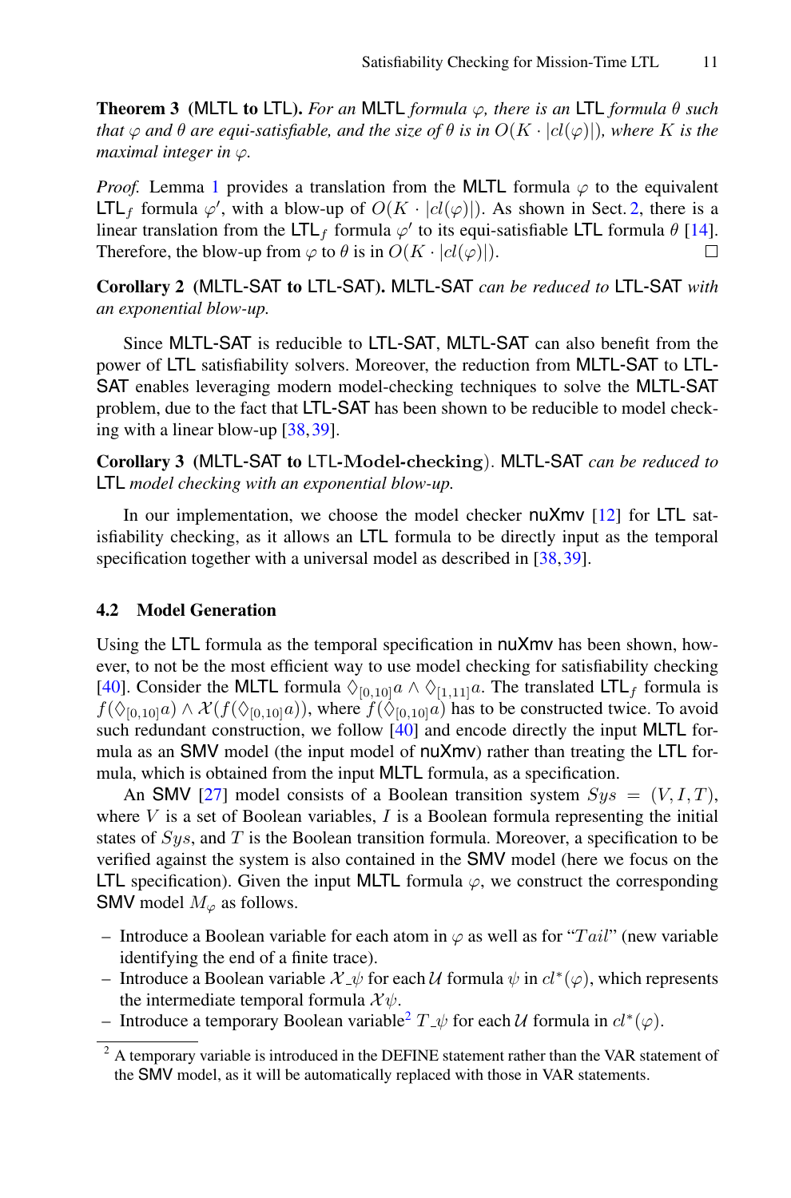**Theorem 3** **(MLTL to LTL).** *For an MLTL formula $\varphi$, there is an LTL formula $\theta$ such that $\varphi$ and $\theta$ are equi-satisfiable, and the size of $\theta$ is in $O(K \cdot |cl(\varphi)|)$, where $K$ is the maximal integer in $\varphi$.*

*Proof.* Lemma 1 provides a translation from the MLTL formula $\varphi$ to the equivalent $\mathsf{LTL}_f$ formula $\varphi'$, with a blow-up of $O(K \cdot |cl(\varphi)|)$. As shown in Sect. 2, there is a linear translation from the $\mathsf{LTL}_f$ formula $\varphi'$ to its equi-satisfiable LTL formula $\theta$ [14]. Therefore, the blow-up from $\varphi$ to $\theta$ is in $O(K \cdot |cl(\varphi)|)$. □

**Corollary 2** **(MLTL-SAT to LTL-SAT).** *MLTL-SAT can be reduced to LTL-SAT with an exponential blow-up.*

Since MLTL-SAT is reducible to LTL-SAT, MLTL-SAT can also benefit from the power of LTL satisfiability solvers. Moreover, the reduction from MLTL-SAT to LTL-SAT enables leveraging modern model-checking techniques to solve the MLTL-SAT problem, due to the fact that LTL-SAT has been shown to be reducible to model checking with a linear blow-up [38,39].

**Corollary 3** **(MLTL-SAT to LTL-Model-checking).** *MLTL-SAT can be reduced to LTL model checking with an exponential blow-up.*

In our implementation, we choose the model checker nuXmv [12] for LTL satisfiability checking, as it allows an LTL formula to be directly input as the temporal specification together with a universal model as described in [38,39].

### 4.2 Model Generation

Using the LTL formula as the temporal specification in nuXmv has been shown, however, to not be the most efficient way to use model checking for satisfiability checking [40]. Consider the MLTL formula $\Diamond_{[0,10]}a \wedge \Diamond_{[1,11]}a$. The translated $\mathsf{LTL}_f$ formula is $f(\Diamond_{[0,10]}a) \wedge \mathcal{X}(f(\Diamond_{[0,10]}a))$, where $f(\Diamond_{[0,10]}a)$ has to be constructed twice. To avoid such redundant construction, we follow [40] and encode directly the input MLTL formula as an SMV model (the input model of nuXmv) rather than treating the LTL formula, which is obtained from the input MLTL formula, as a specification.

An SMV [27] model consists of a Boolean transition system $Sys = (V, I, T)$, where $V$ is a set of Boolean variables, $I$ is a Boolean formula representing the initial states of $Sys$, and $T$ is the Boolean transition formula. Moreover, a specification to be verified against the system is also contained in the SMV model (here we focus on the LTL specification). Given the input MLTL formula $\varphi$, we construct the corresponding SMV model $M_\varphi$ as follows.

- Introduce a Boolean variable for each atom in $\varphi$ as well as for "$Tail$" (new variable identifying the end of a finite trace).
- Introduce a Boolean variable $\mathcal{X}\_\psi$ for each $\mathcal{U}$ formula $\psi$ in $cl^*(\varphi)$, which represents the intermediate temporal formula $\mathcal{X}\psi$.
- Introduce a temporary Boolean variable[2] $T\_\psi$ for each $\mathcal{U}$ formula in $cl^*(\varphi)$.

[2] A temporary variable is introduced in the DEFINE statement rather than the VAR statement of the SMV model, as it will be automatically replaced with those in VAR statements.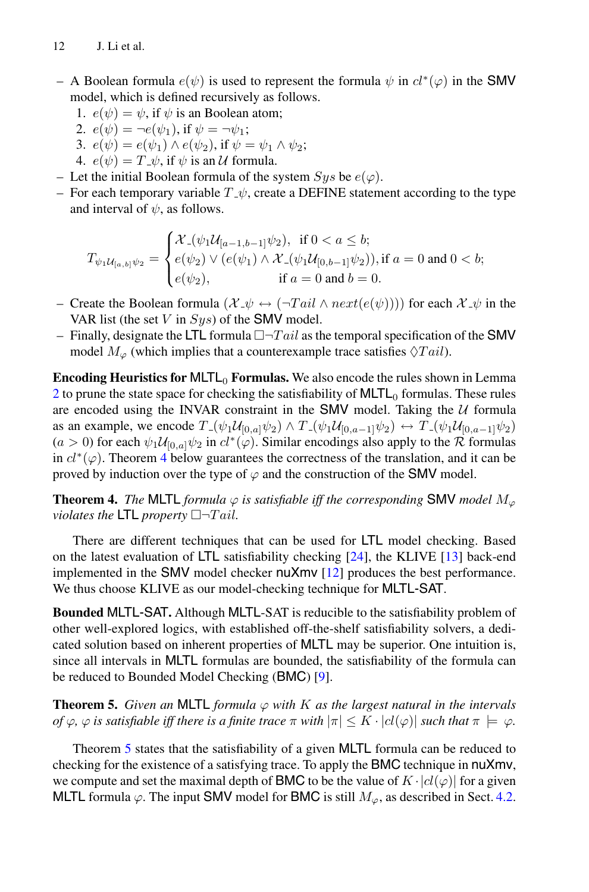- A Boolean formula $e(\psi)$ is used to represent the formula $\psi$ in $cl^*(\varphi)$ in the SMV model, which is defined recursively as follows.
  1. $e(\psi) = \psi$, if $\psi$ is an Boolean atom;
  2. $e(\psi) = \neg e(\psi_1)$, if $\psi = \neg\psi_1$;
  3. $e(\psi) = e(\psi_1) \wedge e(\psi_2)$, if $\psi = \psi_1 \wedge \psi_2$;
  4. $e(\psi) = T\_\psi$, if $\psi$ is an $\mathcal{U}$ formula.
- Let the initial Boolean formula of the system $Sys$ be $e(\varphi)$.
- For each temporary variable $T\_\psi$, create a DEFINE statement according to the type and interval of $\psi$, as follows.

$$T_{\psi_1 \mathcal{U}_{[a,b]} \psi_2} = \begin{cases} \mathcal{X}\_(\psi_1 \mathcal{U}_{[a-1,b-1]} \psi_2), & \text{if } 0 < a \leq b; \\ e(\psi_2) \vee (e(\psi_1) \wedge \mathcal{X}\_(\psi_1 \mathcal{U}_{[0,b-1]} \psi_2)), & \text{if } a = 0 \text{ and } 0 < b; \\ e(\psi_2), & \text{if } a = 0 \text{ and } b = 0. \end{cases}$$

- Create the Boolean formula $(\mathcal{X}\_\psi \leftrightarrow (\neg Tail \wedge next(e(\psi))))$ for each $\mathcal{X}\_\psi$ in the VAR list (the set $V$ in $Sys$) of the SMV model.
- Finally, designate the LTL formula $\Box\neg Tail$ as the temporal specification of the SMV model $M_\varphi$ (which implies that a counterexample trace satisfies $\Diamond Tail$).

**Encoding Heuristics for $\mathsf{MLTL}_0$ Formulas.** We also encode the rules shown in Lemma 2 to prune the state space for checking the satisfiability of $\mathsf{MLTL}_0$ formulas. These rules are encoded using the INVAR constraint in the SMV model. Taking the $\mathcal{U}$ formula as an example, we encode $T\_(\psi_1 \mathcal{U}_{[0,a]} \psi_2) \wedge T\_(\psi_1 \mathcal{U}_{[0,a-1]} \psi_2) \leftrightarrow T\_(\psi_1 \mathcal{U}_{[0,a-1]} \psi_2)$ $(a > 0)$ for each $\psi_1 \mathcal{U}_{[0,a]} \psi_2$ in $cl^*(\varphi)$. Similar encodings also apply to the $\mathcal{R}$ formulas in $cl^*(\varphi)$. Theorem 4 below guarantees the correctness of the translation, and it can be proved by induction over the type of $\varphi$ and the construction of the SMV model.

**Theorem 4.** *The* MLTL *formula $\varphi$ is satisfiable iff the corresponding* SMV *model $M_\varphi$ violates the* LTL *property $\Box\neg Tail$.*

There are different techniques that can be used for LTL model checking. Based on the latest evaluation of LTL satisfiability checking [24], the KLIVE [13] back-end implemented in the SMV model checker nuXmv [12] produces the best performance. We thus choose KLIVE as our model-checking technique for MLTL-SAT.

**Bounded MLTL-SAT.** Although MLTL-SAT is reducible to the satisfiability problem of other well-explored logics, with established off-the-shelf satisfiability solvers, a dedicated solution based on inherent properties of MLTL may be superior. One intuition is, since all intervals in MLTL formulas are bounded, the satisfiability of the formula can be reduced to Bounded Model Checking (BMC) [9].

**Theorem 5.** *Given an* MLTL *formula $\varphi$ with $K$ as the largest natural in the intervals of $\varphi$, $\varphi$ is satisfiable iff there is a finite trace $\pi$ with $|\pi| \leq K \cdot |cl(\varphi)|$ such that $\pi \models \varphi$.*

Theorem 5 states that the satisfiability of a given MLTL formula can be reduced to checking for the existence of a satisfying trace. To apply the BMC technique in nuXmv, we compute and set the maximal depth of BMC to be the value of $K \cdot |cl(\varphi)|$ for a given MLTL formula $\varphi$. The input SMV model for BMC is still $M_\varphi$, as described in Sect. 4.2.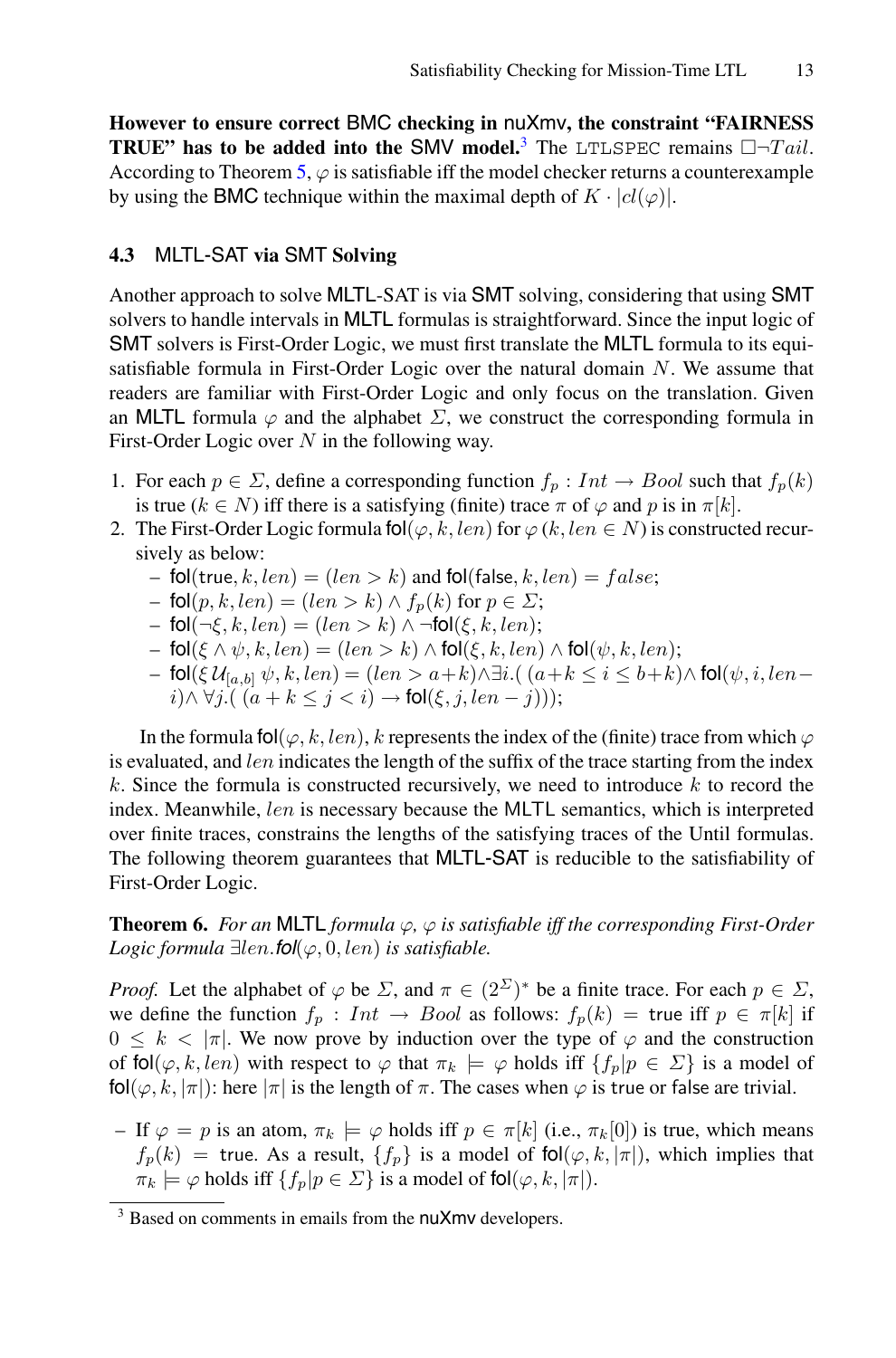**However to ensure correct BMC checking in nuXmv, the constraint "FAIRNESS TRUE" has to be added into the SMV model.**[3] The LTLSPEC remains $\Box\neg Tail$. According to Theorem 5, $\varphi$ is satisfiable iff the model checker returns a counterexample by using the BMC technique within the maximal depth of $K \cdot |cl(\varphi)|$.

### 4.3 MLTL-SAT via SMT Solving

Another approach to solve MLTL-SAT is via SMT solving, considering that using SMT solvers to handle intervals in MLTL formulas is straightforward. Since the input logic of SMT solvers is First-Order Logic, we must first translate the MLTL formula to its equi-satisfiable formula in First-Order Logic over the natural domain $N$. We assume that readers are familiar with First-Order Logic and only focus on the translation. Given an MLTL formula $\varphi$ and the alphabet $\Sigma$, we construct the corresponding formula in First-Order Logic over $N$ in the following way.

1. For each $p \in \Sigma$, define a corresponding function $f_p : Int \to Bool$ such that $f_p(k)$ is true ($k \in N$) iff there is a satisfying (finite) trace $\pi$ of $\varphi$ and $p$ is in $\pi[k]$.
2. The First-Order Logic formula $\mathsf{fol}(\varphi, k, len)$ for $\varphi$ ($k, len \in N$) is constructed recursively as below:
   - $\mathsf{fol}(\mathsf{true}, k, len) = (len > k)$ and $\mathsf{fol}(\mathsf{false}, k, len) = false$;
   - $\mathsf{fol}(p, k, len) = (len > k) \wedge f_p(k)$ for $p \in \Sigma$;
   - $\mathsf{fol}(\neg\xi, k, len) = (len > k) \wedge \neg\mathsf{fol}(\xi, k, len)$;
   - $\mathsf{fol}(\xi \wedge \psi, k, len) = (len > k) \wedge \mathsf{fol}(\xi, k, len) \wedge \mathsf{fol}(\psi, k, len)$;
   - $\mathsf{fol}(\xi\, \mathcal{U}_{[a,b]}\, \psi, k, len) = (len > a+k) \wedge \exists i.(\, (a+k \leq i \leq b+k) \wedge \mathsf{fol}(\psi, i, len - i) \wedge \forall j.(\, (a+k \leq j < i) \to \mathsf{fol}(\xi, j, len - j)))$;

In the formula $\mathsf{fol}(\varphi, k, len)$, $k$ represents the index of the (finite) trace from which $\varphi$ is evaluated, and $len$ indicates the length of the suffix of the trace starting from the index $k$. Since the formula is constructed recursively, we need to introduce $k$ to record the index. Meanwhile, $len$ is necessary because the MLTL semantics, which is interpreted over finite traces, constrains the lengths of the satisfying traces of the Until formulas. The following theorem guarantees that MLTL-SAT is reducible to the satisfiability of First-Order Logic.

**Theorem 6.** *For an MLTL formula $\varphi$, $\varphi$ is satisfiable iff the corresponding First-Order Logic formula $\exists len.\mathsf{fol}(\varphi, 0, len)$ is satisfiable.*

*Proof.* Let the alphabet of $\varphi$ be $\Sigma$, and $\pi \in (2^{\Sigma})^*$ be a finite trace. For each $p \in \Sigma$, we define the function $f_p : Int \to Bool$ as follows: $f_p(k) = \mathsf{true}$ iff $p \in \pi[k]$ if $0 \leq k < |\pi|$. We now prove by induction over the type of $\varphi$ and the construction of $\mathsf{fol}(\varphi, k, len)$ with respect to $\varphi$ that $\pi_k \models \varphi$ holds iff $\{f_p | p \in \Sigma\}$ is a model of $\mathsf{fol}(\varphi, k, |\pi|)$: here $|\pi|$ is the length of $\pi$. The cases when $\varphi$ is true or false are trivial.

- If $\varphi = p$ is an atom, $\pi_k \models \varphi$ holds iff $p \in \pi[k]$ (i.e., $\pi_k[0]$) is true, which means $f_p(k) = \mathsf{true}$. As a result, $\{f_p\}$ is a model of $\mathsf{fol}(\varphi, k, |\pi|)$, which implies that $\pi_k \models \varphi$ holds iff $\{f_p | p \in \Sigma\}$ is a model of $\mathsf{fol}(\varphi, k, |\pi|)$.

[3] Based on comments in emails from the nuXmv developers.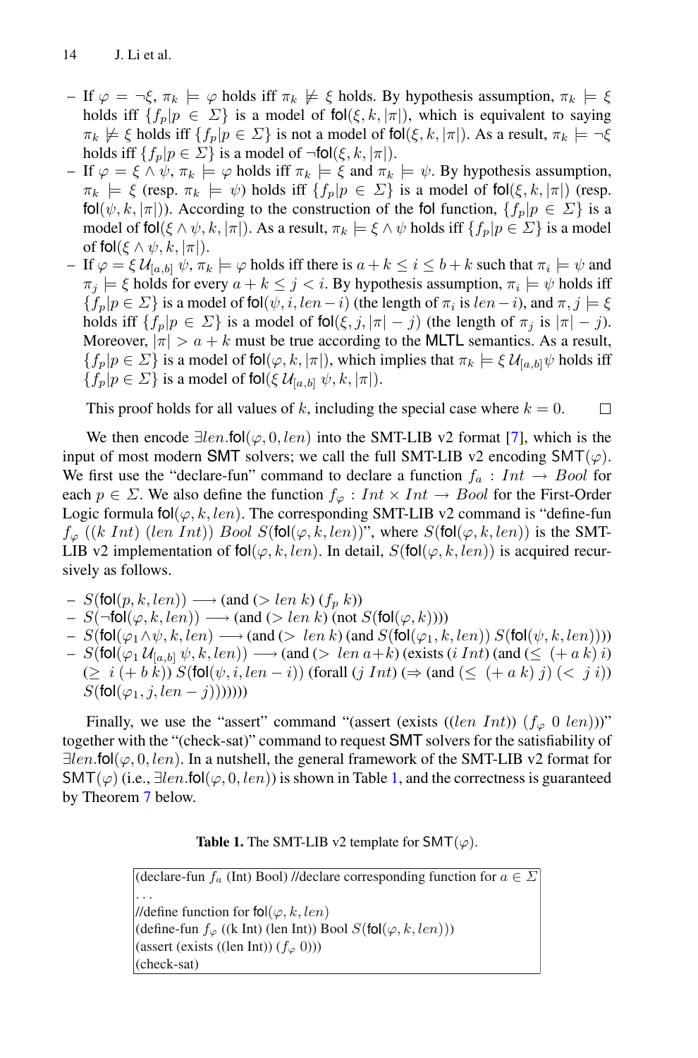- If $\varphi = \neg\xi$, $\pi_k \models \varphi$ holds iff $\pi_k \not\models \xi$ holds. By hypothesis assumption, $\pi_k \models \xi$ holds iff $\{f_p | p \in \Sigma\}$ is a model of $\mathsf{fol}(\xi, k, |\pi|)$, which is equivalent to saying $\pi_k \not\models \xi$ holds iff $\{f_p | p \in \Sigma\}$ is not a model of $\mathsf{fol}(\xi, k, |\pi|)$. As a result, $\pi_k \models \neg\xi$ holds iff $\{f_p | p \in \Sigma\}$ is a model of $\neg\mathsf{fol}(\xi, k, |\pi|)$.
- If $\varphi = \xi \wedge \psi$, $\pi_k \models \varphi$ holds iff $\pi_k \models \xi$ and $\pi_k \models \psi$. By hypothesis assumption, $\pi_k \models \xi$ (resp. $\pi_k \models \psi$) holds iff $\{f_p | p \in \Sigma\}$ is a model of $\mathsf{fol}(\xi, k, |\pi|)$ (resp. $\mathsf{fol}(\psi, k, |\pi|)$). According to the construction of the fol function, $\{f_p | p \in \Sigma\}$ is a model of $\mathsf{fol}(\xi \wedge \psi, k, |\pi|)$. As a result, $\pi_k \models \xi \wedge \psi$ holds iff $\{f_p | p \in \Sigma\}$ is a model of $\mathsf{fol}(\xi \wedge \psi, k, |\pi|)$.
- If $\varphi = \xi\,\mathcal{U}_{[a,b]}\,\psi$, $\pi_k \models \varphi$ holds iff there is $a + k \leq i \leq b + k$ such that $\pi_i \models \psi$ and $\pi_j \models \xi$ holds for every $a + k \leq j < i$. By hypothesis assumption, $\pi_i \models \psi$ holds iff $\{f_p | p \in \Sigma\}$ is a model of $\mathsf{fol}(\psi, i, len - i)$ (the length of $\pi_i$ is $len - i$), and $\pi, j \models \xi$ holds iff $\{f_p | p \in \Sigma\}$ is a model of $\mathsf{fol}(\xi, j, |\pi| - j)$ (the length of $\pi_j$ is $|\pi| - j$). Moreover, $|\pi| > a + k$ must be true according to the MLTL semantics. As a result, $\{f_p | p \in \Sigma\}$ is a model of $\mathsf{fol}(\varphi, k, |\pi|)$, which implies that $\pi_k \models \xi\,\mathcal{U}_{[a,b]}\psi$ holds iff $\{f_p | p \in \Sigma\}$ is a model of $\mathsf{fol}(\xi\,\mathcal{U}_{[a,b]}\,\psi, k, |\pi|)$.

This proof holds for all values of $k$, including the special case where $k = 0$. □

We then encode $\exists len.\mathsf{fol}(\varphi, 0, len)$ into the SMT-LIB v2 format [7], which is the input of most modern SMT solvers; we call the full SMT-LIB v2 encoding $\mathsf{SMT}(\varphi)$. We first use the "declare-fun" command to declare a function $f_a : Int \rightarrow Bool$ for each $p \in \Sigma$. We also define the function $f_\varphi : Int \times Int \rightarrow Bool$ for the First-Order Logic formula $\mathsf{fol}(\varphi, k, len)$. The corresponding SMT-LIB v2 command is "define-fun $f_\varphi$ (($k$ $Int$) ($len$ $Int$)) $Bool$ $S(\mathsf{fol}(\varphi, k, len))$", where $S(\mathsf{fol}(\varphi, k, len))$ is the SMT-LIB v2 implementation of $\mathsf{fol}(\varphi, k, len)$. In detail, $S(\mathsf{fol}(\varphi, k, len))$ is acquired recursively as follows.

- $S(\mathsf{fol}(p, k, len)) \longrightarrow$ (and ($>$ $len$ $k$) ($f_p$ $k$))
- $S(\neg\mathsf{fol}(\varphi, k, len)) \longrightarrow$ (and ($>$ $len$ $k$) (not $S(\mathsf{fol}(\varphi, k))$))
- $S(\mathsf{fol}(\varphi_1 \wedge \psi, k, len)) \longrightarrow$ (and ($>$ $len$ $k$) (and $S(\mathsf{fol}(\varphi_1, k, len))$ $S(\mathsf{fol}(\psi, k, len))$))
- $S(\mathsf{fol}(\varphi_1\,\mathcal{U}_{[a,b]}\,\psi, k, len)) \longrightarrow$ (and ($>$ $len$ $a{+}k$) (exists ($i$ $Int$) (and ($\leq$ ($+$ $a$ $k$) $i$) ($\geq$ $i$ ($+$ $b$ $k$)) $S(\mathsf{fol}(\psi, i, len - i))$ (forall ($j$ $Int$) ($\Rightarrow$ (and ($\leq$ ($+$ $a$ $k$) $j$) ($<$ $j$ $i$)) $S(\mathsf{fol}(\varphi_1, j, len - j))$))))))

Finally, we use the "assert" command "(assert (exists (($len$ $Int$)) ($f_\varphi$ $0$ $len$)))" together with the "(check-sat)" command to request SMT solvers for the satisfiability of $\exists len.\mathsf{fol}(\varphi, 0, len)$. In a nutshell, the general framework of the SMT-LIB v2 format for $\mathsf{SMT}(\varphi)$ (i.e., $\exists len.\mathsf{fol}(\varphi, 0, len)$) is shown in Table 1, and the correctness is guaranteed by Theorem 7 below.

**Table 1.** The SMT-LIB v2 template for $\mathsf{SMT}(\varphi)$.

```
(declare-fun f_a (Int) Bool) //declare corresponding function for a ∈ Σ
...
//define function for fol(φ, k, len)
(define-fun f_φ ((k Int) (len Int)) Bool S(fol(φ, k, len)))
(assert (exists ((len Int)) (f_φ 0)))
(check-sat)
```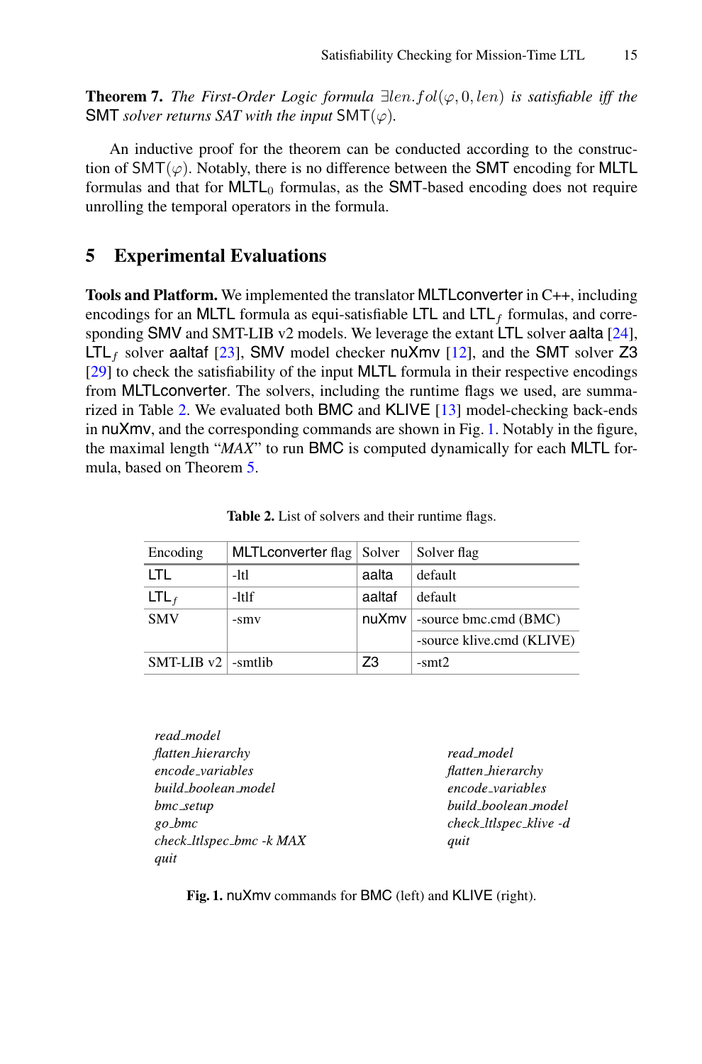**Theorem 7.** *The First-Order Logic formula* $\exists len.fol(\varphi, 0, len)$ *is satisfiable iff the* SMT *solver returns SAT with the input* $\mathsf{SMT}(\varphi)$.

An inductive proof for the theorem can be conducted according to the construction of $\mathsf{SMT}(\varphi)$. Notably, there is no difference between the SMT encoding for MLTL formulas and that for $\mathsf{MLTL}_0$ formulas, as the SMT-based encoding does not require unrolling the temporal operators in the formula.

## 5 Experimental Evaluations

**Tools and Platform.** We implemented the translator MLTLconverter in C++, including encodings for an MLTL formula as equi-satisfiable LTL and $\mathsf{LTL}_f$ formulas, and corresponding SMV and SMT-LIB v2 models. We leverage the extant LTL solver aalta [24], $\mathsf{LTL}_f$ solver aaltaf [23], SMV model checker nuXmv [12], and the SMT solver Z3 [29] to check the satisfiability of the input MLTL formula in their respective encodings from MLTLconverter. The solvers, including the runtime flags we used, are summarized in Table 2. We evaluated both BMC and KLIVE [13] model-checking back-ends in nuXmv, and the corresponding commands are shown in Fig. 1. Notably in the figure, the maximal length "*MAX*" to run BMC is computed dynamically for each MLTL formula, based on Theorem 5.

**Table 2.** List of solvers and their runtime flags.

| Encoding | MLTLconverter flag | Solver | Solver flag |
|---|---|---|---|
| LTL | -ltl | aalta | default |
| $\mathsf{LTL}_f$ | -ltlf | aaltaf | default |
| SMV | -smv | nuXmv | -source bmc.cmd (BMC) |
| | | | -source klive.cmd (KLIVE) |
| SMT-LIB v2 | -smtlib | Z3 | -smt2 |

```
read_model
flatten_hierarchy
encode_variables
build_boolean_model
bmc_setup
go_bmc
check_ltlspec_bmc -k MAX
quit
```

```
read_model
flatten_hierarchy
encode_variables
build_boolean_model
check_ltlspec_klive -d
quit
```

**Fig. 1.** nuXmv commands for BMC (left) and KLIVE (right).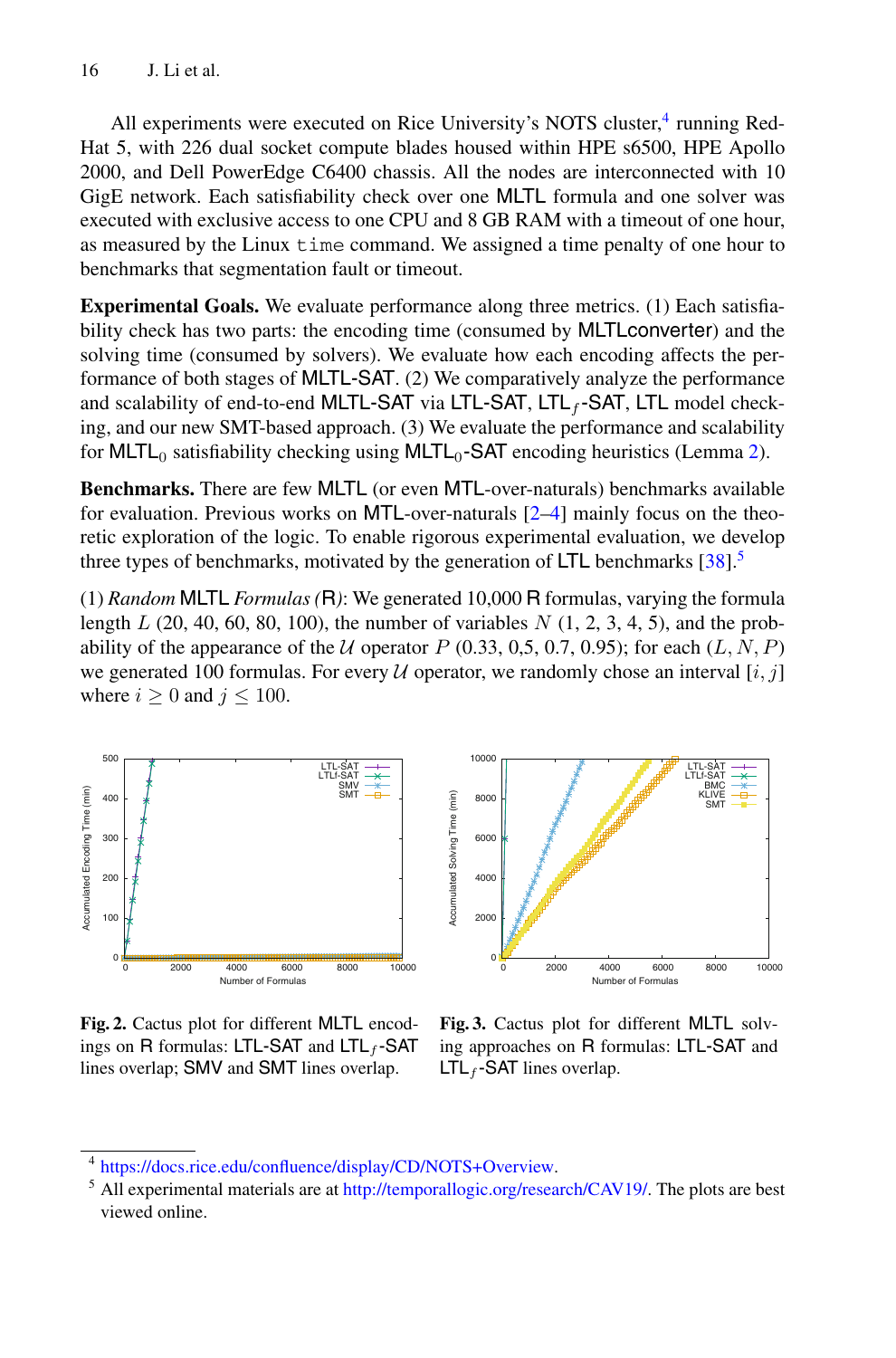All experiments were executed on Rice University's NOTS cluster,[4] running RedHat 5, with 226 dual socket compute blades housed within HPE s6500, HPE Apollo 2000, and Dell PowerEdge C6400 chassis. All the nodes are interconnected with 10 GigE network. Each satisfiability check over one MLTL formula and one solver was executed with exclusive access to one CPU and 8 GB RAM with a timeout of one hour, as measured by the Linux `time` command. We assigned a time penalty of one hour to benchmarks that segmentation fault or timeout.

**Experimental Goals.** We evaluate performance along three metrics. (1) Each satisfiability check has two parts: the encoding time (consumed by MLTLconverter) and the solving time (consumed by solvers). We evaluate how each encoding affects the performance of both stages of MLTL-SAT. (2) We comparatively analyze the performance and scalability of end-to-end MLTL-SAT via LTL-SAT, $\mathsf{LTL}_f$-SAT, LTL model checking, and our new SMT-based approach. (3) We evaluate the performance and scalability for $\mathsf{MLTL}_0$ satisfiability checking using $\mathsf{MLTL}_0$-SAT encoding heuristics (Lemma 2).

**Benchmarks.** There are few MLTL (or even MTL-over-naturals) benchmarks available for evaluation. Previous works on MTL-over-naturals [2–4] mainly focus on the theoretic exploration of the logic. To enable rigorous experimental evaluation, we develop three types of benchmarks, motivated by the generation of LTL benchmarks [38].[5]

(1) *Random* MLTL *Formulas (*R*)*: We generated 10,000 R formulas, varying the formula length $L$ (20, 40, 60, 80, 100), the number of variables $N$ (1, 2, 3, 4, 5), and the probability of the appearance of the $\mathcal{U}$ operator $P$ (0.33, 0,5, 0.7, 0.95); for each $(L, N, P)$ we generated 100 formulas. For every $\mathcal{U}$ operator, we randomly chose an interval $[i, j]$ where $i \geq 0$ and $j \leq 100$.

**Fig. 2.** Cactus plot for different MLTL encodings on R formulas: LTL-SAT and $\mathsf{LTL}_f$-SAT lines overlap; SMV and SMT lines overlap.

**Fig. 3.** Cactus plot for different MLTL solving approaches on R formulas: LTL-SAT and $\mathsf{LTL}_f$-SAT lines overlap.

[4] https://docs.rice.edu/confluence/display/CD/NOTS+Overview.

[5] All experimental materials are at http://temporallogic.org/research/CAV19/. The plots are best viewed online.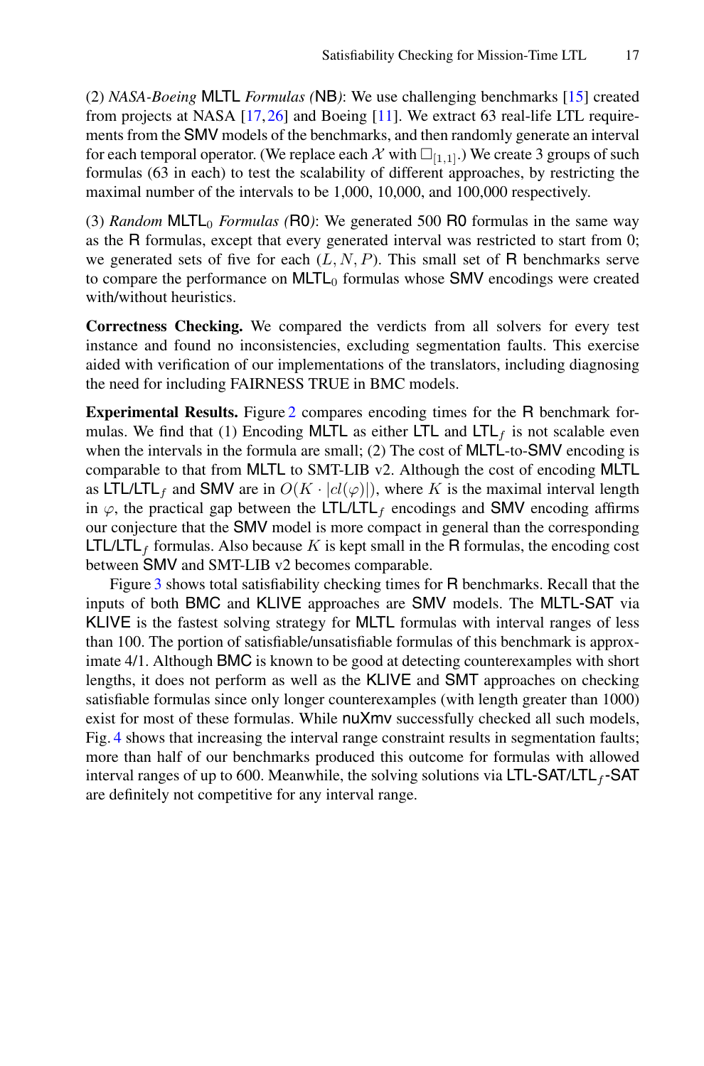(2) *NASA-Boeing* MLTL *Formulas (*NB*)*: We use challenging benchmarks [15] created from projects at NASA [17,26] and Boeing [11]. We extract 63 real-life LTL requirements from the SMV models of the benchmarks, and then randomly generate an interval for each temporal operator. (We replace each $\mathcal{X}$ with $\Box_{[1,1]}$.) We create 3 groups of such formulas (63 in each) to test the scalability of different approaches, by restricting the maximal number of the intervals to be 1,000, 10,000, and 100,000 respectively.

(3) *Random* $\mathsf{MLTL}_0$ *Formulas (*R0*)*: We generated 500 R0 formulas in the same way as the R formulas, except that every generated interval was restricted to start from 0; we generated sets of five for each $(L, N, P)$. This small set of R benchmarks serve to compare the performance on $\mathsf{MLTL}_0$ formulas whose SMV encodings were created with/without heuristics.

**Correctness Checking.** We compared the verdicts from all solvers for every test instance and found no inconsistencies, excluding segmentation faults. This exercise aided with verification of our implementations of the translators, including diagnosing the need for including FAIRNESS TRUE in BMC models.

**Experimental Results.** Figure 2 compares encoding times for the R benchmark formulas. We find that (1) Encoding MLTL as either LTL and $\mathsf{LTL}_f$ is not scalable even when the intervals in the formula are small; (2) The cost of MLTL-to-SMV encoding is comparable to that from MLTL to SMT-LIB v2. Although the cost of encoding MLTL as LTL/$\mathsf{LTL}_f$ and SMV are in $O(K \cdot |cl(\varphi)|)$, where $K$ is the maximal interval length in $\varphi$, the practical gap between the LTL/$\mathsf{LTL}_f$ encodings and SMV encoding affirms our conjecture that the SMV model is more compact in general than the corresponding LTL/$\mathsf{LTL}_f$ formulas. Also because $K$ is kept small in the R formulas, the encoding cost between SMV and SMT-LIB v2 becomes comparable.

Figure 3 shows total satisfiability checking times for R benchmarks. Recall that the inputs of both BMC and KLIVE approaches are SMV models. The MLTL-SAT via KLIVE is the fastest solving strategy for MLTL formulas with interval ranges of less than 100. The portion of satisfiable/unsatisfiable formulas of this benchmark is approximate 4/1. Although BMC is known to be good at detecting counterexamples with short lengths, it does not perform as well as the KLIVE and SMT approaches on checking satisfiable formulas since only longer counterexamples (with length greater than 1000) exist for most of these formulas. While nuXmv successfully checked all such models, Fig. 4 shows that increasing the interval range constraint results in segmentation faults; more than half of our benchmarks produced this outcome for formulas with allowed interval ranges of up to 600. Meanwhile, the solving solutions via LTL-SAT/$\mathsf{LTL}_f$-SAT are definitely not competitive for any interval range.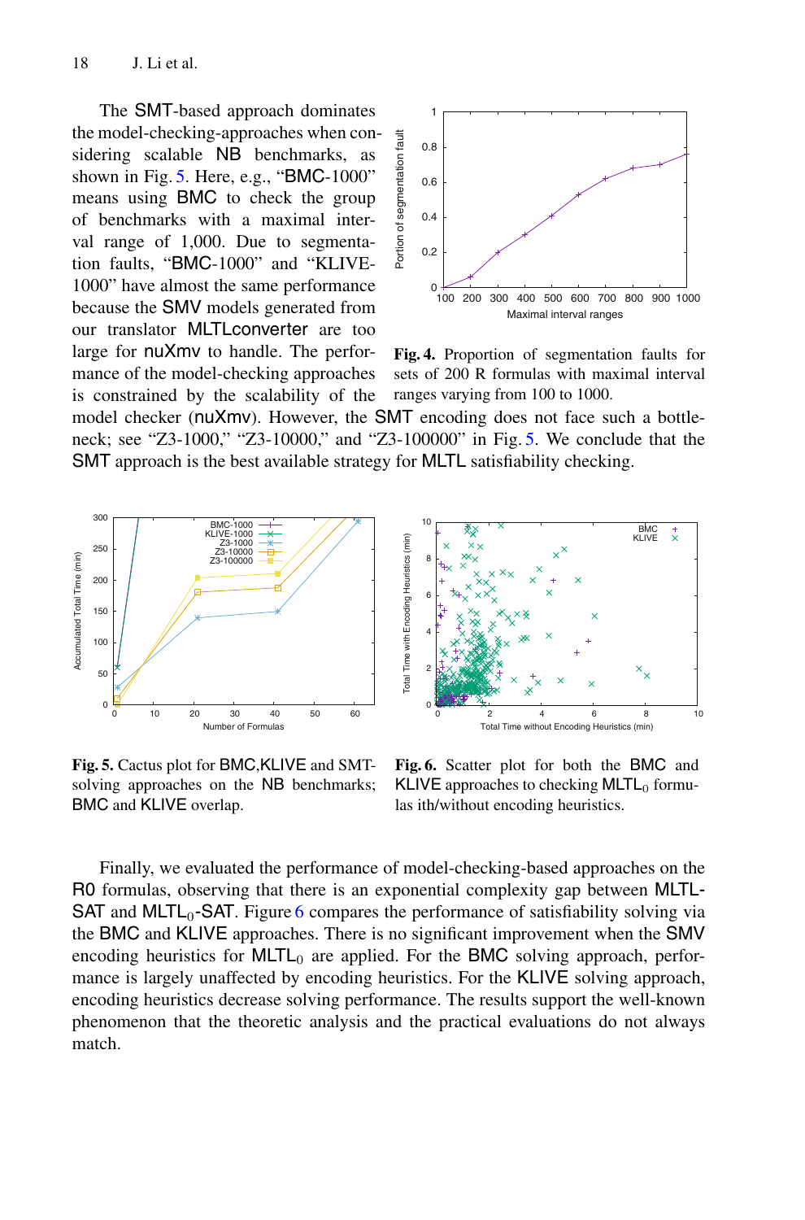The SMT-based approach dominates the model-checking-approaches when considering scalable NB benchmarks, as shown in Fig. 5. Here, e.g., “BMC-1000” means using BMC to check the group of benchmarks with a maximal interval range of 1,000. Due to segmentation faults, “BMC-1000” and “KLIVE-1000” have almost the same performance because the SMV models generated from our translator MLTLconverter are too large for nuXmv to handle. The performance of the model-checking approaches is constrained by the scalability of the model checker (nuXmv). However, the SMT encoding does not face such a bottleneck; see “Z3-1000,” “Z3-10000,” and “Z3-100000” in Fig. 5. We conclude that the SMT approach is the best available strategy for MLTL satisfiability checking.

**Fig. 4.** Proportion of segmentation faults for sets of 200 R formulas with maximal interval ranges varying from 100 to 1000.

**Fig. 5.** Cactus plot for BMC,KLIVE and SMT-solving approaches on the NB benchmarks; BMC and KLIVE overlap.

**Fig. 6.** Scatter plot for both the BMC and KLIVE approaches to checking $\mathrm{MLTL}_0$ formulas ith/without encoding heuristics.

Finally, we evaluated the performance of model-checking-based approaches on the R0 formulas, observing that there is an exponential complexity gap between MLTL-SAT and $\mathrm{MLTL}_0$-SAT. Figure 6 compares the performance of satisfiability solving via the BMC and KLIVE approaches. There is no significant improvement when the SMV encoding heuristics for $\mathrm{MLTL}_0$ are applied. For the BMC solving approach, performance is largely unaffected by encoding heuristics. For the KLIVE solving approach, encoding heuristics decrease solving performance. The results support the well-known phenomenon that the theoretic analysis and the practical evaluations do not always match.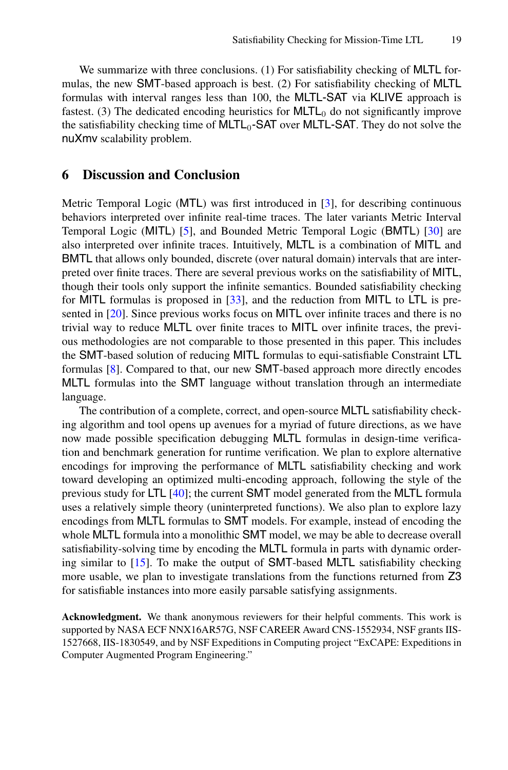We summarize with three conclusions. (1) For satisfiability checking of MLTL formulas, the new SMT-based approach is best. (2) For satisfiability checking of MLTL formulas with interval ranges less than 100, the MLTL-SAT via KLIVE approach is fastest. (3) The dedicated encoding heuristics for $\text{MLTL}_0$ do not significantly improve the satisfiability checking time of $\text{MLTL}_0$-SAT over MLTL-SAT. They do not solve the nuXmv scalability problem.

## 6 Discussion and Conclusion

Metric Temporal Logic (MTL) was first introduced in [3], for describing continuous behaviors interpreted over infinite real-time traces. The later variants Metric Interval Temporal Logic (MITL) [5], and Bounded Metric Temporal Logic (BMTL) [30] are also interpreted over infinite traces. Intuitively, MLTL is a combination of MITL and BMTL that allows only bounded, discrete (over natural domain) intervals that are interpreted over finite traces. There are several previous works on the satisfiability of MITL, though their tools only support the infinite semantics. Bounded satisfiability checking for MITL formulas is proposed in [33], and the reduction from MITL to LTL is presented in [20]. Since previous works focus on MITL over infinite traces and there is no trivial way to reduce MLTL over finite traces to MITL over infinite traces, the previous methodologies are not comparable to those presented in this paper. This includes the SMT-based solution of reducing MITL formulas to equi-satisfiable Constraint LTL formulas [8]. Compared to that, our new SMT-based approach more directly encodes MLTL formulas into the SMT language without translation through an intermediate language.

The contribution of a complete, correct, and open-source MLTL satisfiability checking algorithm and tool opens up avenues for a myriad of future directions, as we have now made possible specification debugging MLTL formulas in design-time verification and benchmark generation for runtime verification. We plan to explore alternative encodings for improving the performance of MLTL satisfiability checking and work toward developing an optimized multi-encoding approach, following the style of the previous study for LTL [40]; the current SMT model generated from the MLTL formula uses a relatively simple theory (uninterpreted functions). We also plan to explore lazy encodings from MLTL formulas to SMT models. For example, instead of encoding the whole MLTL formula into a monolithic SMT model, we may be able to decrease overall satisfiability-solving time by encoding the MLTL formula in parts with dynamic ordering similar to [15]. To make the output of SMT-based MLTL satisfiability checking more usable, we plan to investigate translations from the functions returned from Z3 for satisfiable instances into more easily parsable satisfying assignments.

**Acknowledgment.** We thank anonymous reviewers for their helpful comments. This work is supported by NASA ECF NNX16AR57G, NSF CAREER Award CNS-1552934, NSF grants IIS-1527668, IIS-1830549, and by NSF Expeditions in Computing project "ExCAPE: Expeditions in Computer Augmented Program Engineering."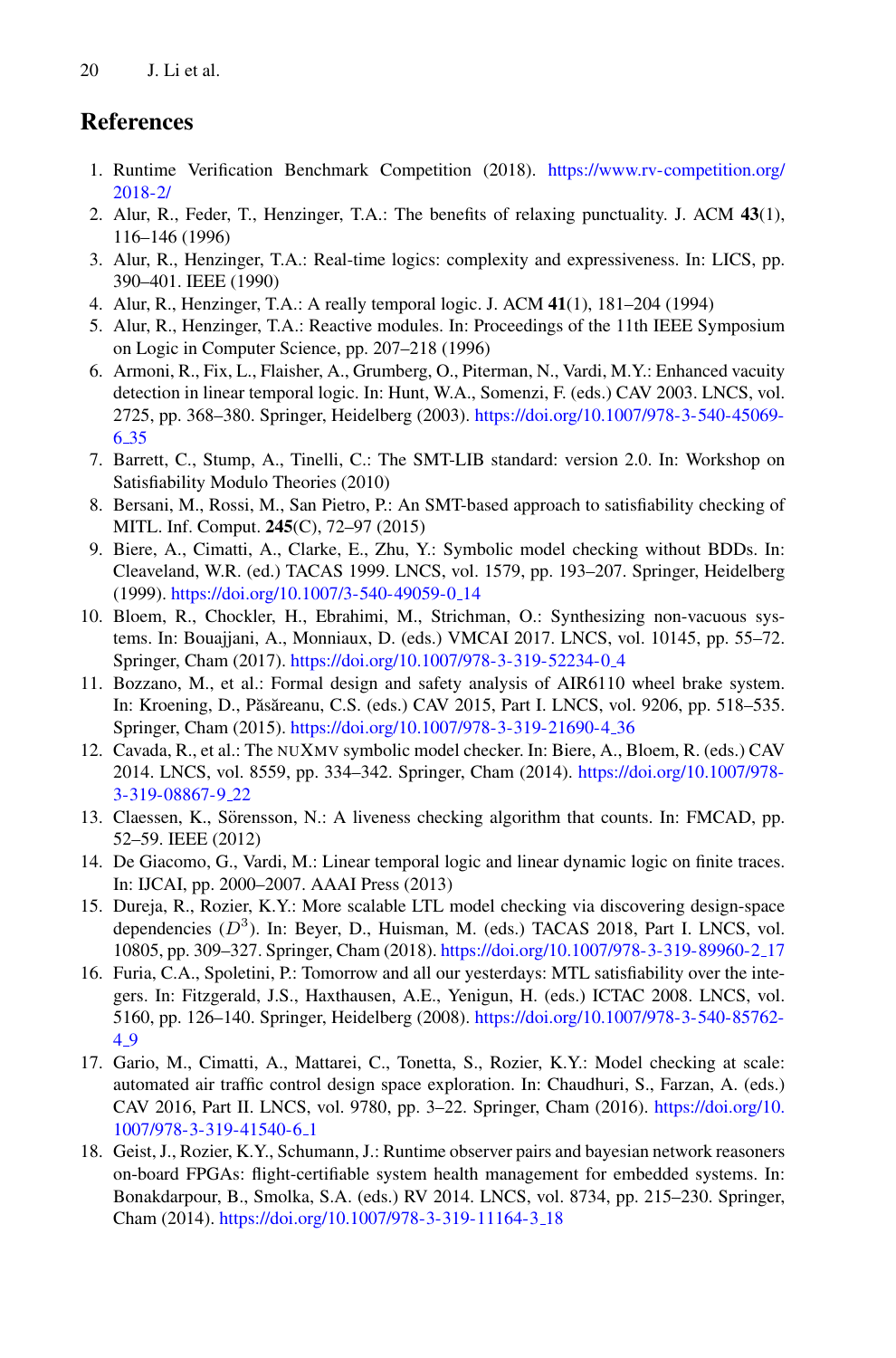## References

1. Runtime Verification Benchmark Competition (2018). https://www.rv-competition.org/2018-2/
2. Alur, R., Feder, T., Henzinger, T.A.: The benefits of relaxing punctuality. J. ACM **43**(1), 116–146 (1996)
3. Alur, R., Henzinger, T.A.: Real-time logics: complexity and expressiveness. In: LICS, pp. 390–401. IEEE (1990)
4. Alur, R., Henzinger, T.A.: A really temporal logic. J. ACM **41**(1), 181–204 (1994)
5. Alur, R., Henzinger, T.A.: Reactive modules. In: Proceedings of the 11th IEEE Symposium on Logic in Computer Science, pp. 207–218 (1996)
6. Armoni, R., Fix, L., Flaisher, A., Grumberg, O., Piterman, N., Vardi, M.Y.: Enhanced vacuity detection in linear temporal logic. In: Hunt, W.A., Somenzi, F. (eds.) CAV 2003. LNCS, vol. 2725, pp. 368–380. Springer, Heidelberg (2003). https://doi.org/10.1007/978-3-540-45069-6_35
7. Barrett, C., Stump, A., Tinelli, C.: The SMT-LIB standard: version 2.0. In: Workshop on Satisfiability Modulo Theories (2010)
8. Bersani, M., Rossi, M., San Pietro, P.: An SMT-based approach to satisfiability checking of MITL. Inf. Comput. **245**(C), 72–97 (2015)
9. Biere, A., Cimatti, A., Clarke, E., Zhu, Y.: Symbolic model checking without BDDs. In: Cleaveland, W.R. (ed.) TACAS 1999. LNCS, vol. 1579, pp. 193–207. Springer, Heidelberg (1999). https://doi.org/10.1007/3-540-49059-0_14
10. Bloem, R., Chockler, H., Ebrahimi, M., Strichman, O.: Synthesizing non-vacuous systems. In: Bouajjani, A., Monniaux, D. (eds.) VMCAI 2017. LNCS, vol. 10145, pp. 55–72. Springer, Cham (2017). https://doi.org/10.1007/978-3-319-52234-0_4
11. Bozzano, M., et al.: Formal design and safety analysis of AIR6110 wheel brake system. In: Kroening, D., Păsăreanu, C.S. (eds.) CAV 2015, Part I. LNCS, vol. 9206, pp. 518–535. Springer, Cham (2015). https://doi.org/10.1007/978-3-319-21690-4_36
12. Cavada, R., et al.: The NUXMV symbolic model checker. In: Biere, A., Bloem, R. (eds.) CAV 2014. LNCS, vol. 8559, pp. 334–342. Springer, Cham (2014). https://doi.org/10.1007/978-3-319-08867-9_22
13. Claessen, K., Sörensson, N.: A liveness checking algorithm that counts. In: FMCAD, pp. 52–59. IEEE (2012)
14. De Giacomo, G., Vardi, M.: Linear temporal logic and linear dynamic logic on finite traces. In: IJCAI, pp. 2000–2007. AAAI Press (2013)
15. Dureja, R., Rozier, K.Y.: More scalable LTL model checking via discovering design-space dependencies ($D^3$). In: Beyer, D., Huisman, M. (eds.) TACAS 2018, Part I. LNCS, vol. 10805, pp. 309–327. Springer, Cham (2018). https://doi.org/10.1007/978-3-319-89960-2_17
16. Furia, C.A., Spoletini, P.: Tomorrow and all our yesterdays: MTL satisfiability over the integers. In: Fitzgerald, J.S., Haxthausen, A.E., Yenigun, H. (eds.) ICTAC 2008. LNCS, vol. 5160, pp. 126–140. Springer, Heidelberg (2008). https://doi.org/10.1007/978-3-540-85762-4_9
17. Gario, M., Cimatti, A., Mattarei, C., Tonetta, S., Rozier, K.Y.: Model checking at scale: automated air traffic control design space exploration. In: Chaudhuri, S., Farzan, A. (eds.) CAV 2016, Part II. LNCS, vol. 9780, pp. 3–22. Springer, Cham (2016). https://doi.org/10.1007/978-3-319-41540-6_1
18. Geist, J., Rozier, K.Y., Schumann, J.: Runtime observer pairs and bayesian network reasoners on-board FPGAs: flight-certifiable system health management for embedded systems. In: Bonakdarpour, B., Smolka, S.A. (eds.) RV 2014. LNCS, vol. 8734, pp. 215–230. Springer, Cham (2014). https://doi.org/10.1007/978-3-319-11164-3_18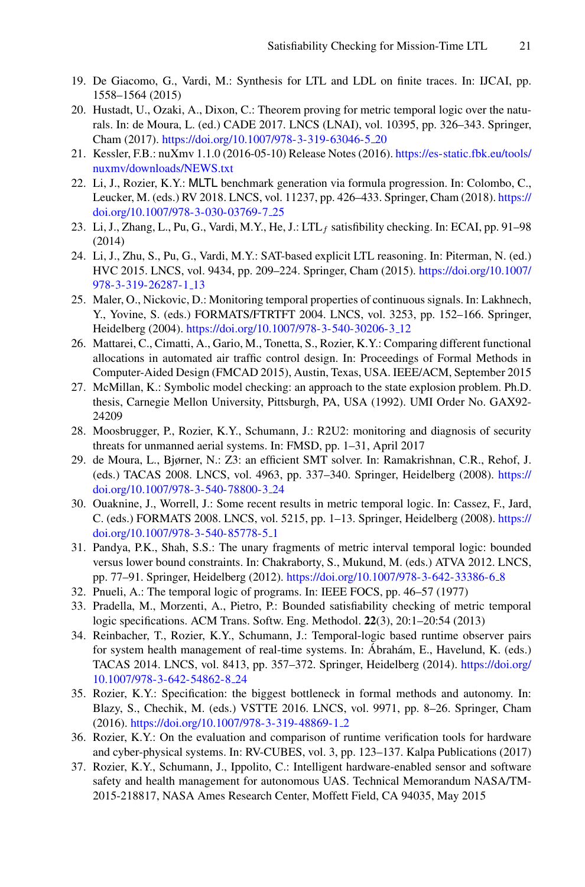19. De Giacomo, G., Vardi, M.: Synthesis for LTL and LDL on finite traces. In: IJCAI, pp. 1558–1564 (2015)
20. Hustadt, U., Ozaki, A., Dixon, C.: Theorem proving for metric temporal logic over the naturals. In: de Moura, L. (ed.) CADE 2017. LNCS (LNAI), vol. 10395, pp. 326–343. Springer, Cham (2017). https://doi.org/10.1007/978-3-319-63046-5_20
21. Kessler, F.B.: nuXmv 1.1.0 (2016-05-10) Release Notes (2016). https://es-static.fbk.eu/tools/nuxmv/downloads/NEWS.txt
22. Li, J., Rozier, K.Y.: MLTL benchmark generation via formula progression. In: Colombo, C., Leucker, M. (eds.) RV 2018. LNCS, vol. 11237, pp. 426–433. Springer, Cham (2018). https://doi.org/10.1007/978-3-030-03769-7_25
23. Li, J., Zhang, L., Pu, G., Vardi, M.Y., He, J.: $\text{LTL}_f$ satisfiability checking. In: ECAI, pp. 91–98 (2014)
24. Li, J., Zhu, S., Pu, G., Vardi, M.Y.: SAT-based explicit LTL reasoning. In: Piterman, N. (ed.) HVC 2015. LNCS, vol. 9434, pp. 209–224. Springer, Cham (2015). https://doi.org/10.1007/978-3-319-26287-1_13
25. Maler, O., Nickovic, D.: Monitoring temporal properties of continuous signals. In: Lakhnech, Y., Yovine, S. (eds.) FORMATS/FTRTFT 2004. LNCS, vol. 3253, pp. 152–166. Springer, Heidelberg (2004). https://doi.org/10.1007/978-3-540-30206-3_12
26. Mattarei, C., Cimatti, A., Gario, M., Tonetta, S., Rozier, K.Y.: Comparing different functional allocations in automated air traffic control design. In: Proceedings of Formal Methods in Computer-Aided Design (FMCAD 2015), Austin, Texas, USA. IEEE/ACM, September 2015
27. McMillan, K.: Symbolic model checking: an approach to the state explosion problem. Ph.D. thesis, Carnegie Mellon University, Pittsburgh, PA, USA (1992). UMI Order No. GAX92-24209
28. Moosbrugger, P., Rozier, K.Y., Schumann, J.: R2U2: monitoring and diagnosis of security threats for unmanned aerial systems. In: FMSD, pp. 1–31, April 2017
29. de Moura, L., Bjørner, N.: Z3: an efficient SMT solver. In: Ramakrishnan, C.R., Rehof, J. (eds.) TACAS 2008. LNCS, vol. 4963, pp. 337–340. Springer, Heidelberg (2008). https://doi.org/10.1007/978-3-540-78800-3_24
30. Ouaknine, J., Worrell, J.: Some recent results in metric temporal logic. In: Cassez, F., Jard, C. (eds.) FORMATS 2008. LNCS, vol. 5215, pp. 1–13. Springer, Heidelberg (2008). https://doi.org/10.1007/978-3-540-85778-5_1
31. Pandya, P.K., Shah, S.S.: The unary fragments of metric interval temporal logic: bounded versus lower bound constraints. In: Chakraborty, S., Mukund, M. (eds.) ATVA 2012. LNCS, pp. 77–91. Springer, Heidelberg (2012). https://doi.org/10.1007/978-3-642-33386-6_8
32. Pnueli, A.: The temporal logic of programs. In: IEEE FOCS, pp. 46–57 (1977)
33. Pradella, M., Morzenti, A., Pietro, P.: Bounded satisfiability checking of metric temporal logic specifications. ACM Trans. Softw. Eng. Methodol. **22**(3), 20:1–20:54 (2013)
34. Reinbacher, T., Rozier, K.Y., Schumann, J.: Temporal-logic based runtime observer pairs for system health management of real-time systems. In: Ábrahám, E., Havelund, K. (eds.) TACAS 2014. LNCS, vol. 8413, pp. 357–372. Springer, Heidelberg (2014). https://doi.org/10.1007/978-3-642-54862-8_24
35. Rozier, K.Y.: Specification: the biggest bottleneck in formal methods and autonomy. In: Blazy, S., Chechik, M. (eds.) VSTTE 2016. LNCS, vol. 9971, pp. 8–26. Springer, Cham (2016). https://doi.org/10.1007/978-3-319-48869-1_2
36. Rozier, K.Y.: On the evaluation and comparison of runtime verification tools for hardware and cyber-physical systems. In: RV-CUBES, vol. 3, pp. 123–137. Kalpa Publications (2017)
37. Rozier, K.Y., Schumann, J., Ippolito, C.: Intelligent hardware-enabled sensor and software safety and health management for autonomous UAS. Technical Memorandum NASA/TM-2015-218817, NASA Ames Research Center, Moffett Field, CA 94035, May 2015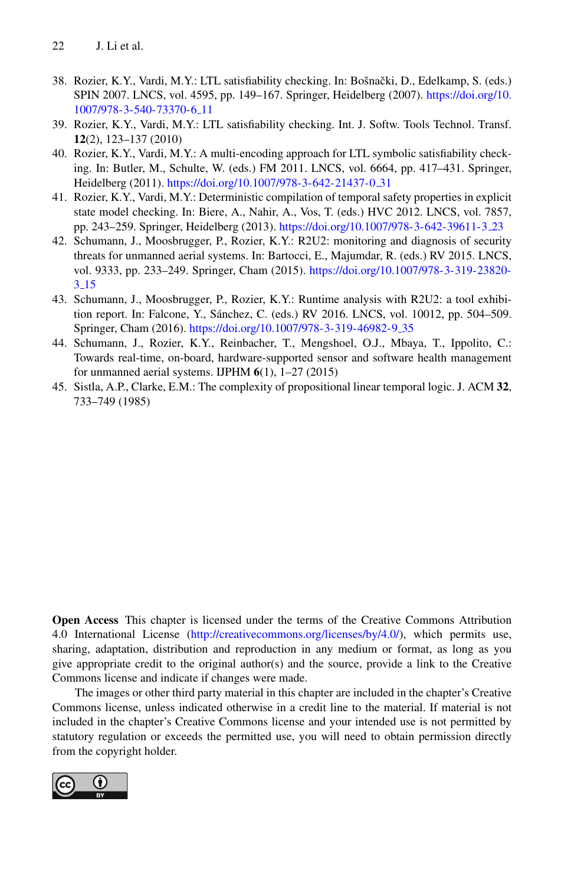38. Rozier, K.Y., Vardi, M.Y.: LTL satisfiability checking. In: Bošnački, D., Edelkamp, S. (eds.) SPIN 2007. LNCS, vol. 4595, pp. 149–167. Springer, Heidelberg (2007). https://doi.org/10.1007/978-3-540-73370-6_11
39. Rozier, K.Y., Vardi, M.Y.: LTL satisfiability checking. Int. J. Softw. Tools Technol. Transf. **12**(2), 123–137 (2010)
40. Rozier, K.Y., Vardi, M.Y.: A multi-encoding approach for LTL symbolic satisfiability checking. In: Butler, M., Schulte, W. (eds.) FM 2011. LNCS, vol. 6664, pp. 417–431. Springer, Heidelberg (2011). https://doi.org/10.1007/978-3-642-21437-0_31
41. Rozier, K.Y., Vardi, M.Y.: Deterministic compilation of temporal safety properties in explicit state model checking. In: Biere, A., Nahir, A., Vos, T. (eds.) HVC 2012. LNCS, vol. 7857, pp. 243–259. Springer, Heidelberg (2013). https://doi.org/10.1007/978-3-642-39611-3_23
42. Schumann, J., Moosbrugger, P., Rozier, K.Y.: R2U2: monitoring and diagnosis of security threats for unmanned aerial systems. In: Bartocci, E., Majumdar, R. (eds.) RV 2015. LNCS, vol. 9333, pp. 233–249. Springer, Cham (2015). https://doi.org/10.1007/978-3-319-23820-3_15
43. Schumann, J., Moosbrugger, P., Rozier, K.Y.: Runtime analysis with R2U2: a tool exhibition report. In: Falcone, Y., Sánchez, C. (eds.) RV 2016. LNCS, vol. 10012, pp. 504–509. Springer, Cham (2016). https://doi.org/10.1007/978-3-319-46982-9_35
44. Schumann, J., Rozier, K.Y., Reinbacher, T., Mengshoel, O.J., Mbaya, T., Ippolito, C.: Towards real-time, on-board, hardware-supported sensor and software health management for unmanned aerial systems. IJPHM **6**(1), 1–27 (2015)
45. Sistla, A.P., Clarke, E.M.: The complexity of propositional linear temporal logic. J. ACM **32**, 733–749 (1985)

**Open Access** This chapter is licensed under the terms of the Creative Commons Attribution 4.0 International License (http://creativecommons.org/licenses/by/4.0/), which permits use, sharing, adaptation, distribution and reproduction in any medium or format, as long as you give appropriate credit to the original author(s) and the source, provide a link to the Creative Commons license and indicate if changes were made.

The images or other third party material in this chapter are included in the chapter's Creative Commons license, unless indicated otherwise in a credit line to the material. If material is not included in the chapter's Creative Commons license and your intended use is not permitted by statutory regulation or exceeds the permitted use, you will need to obtain permission directly from the copyright holder.